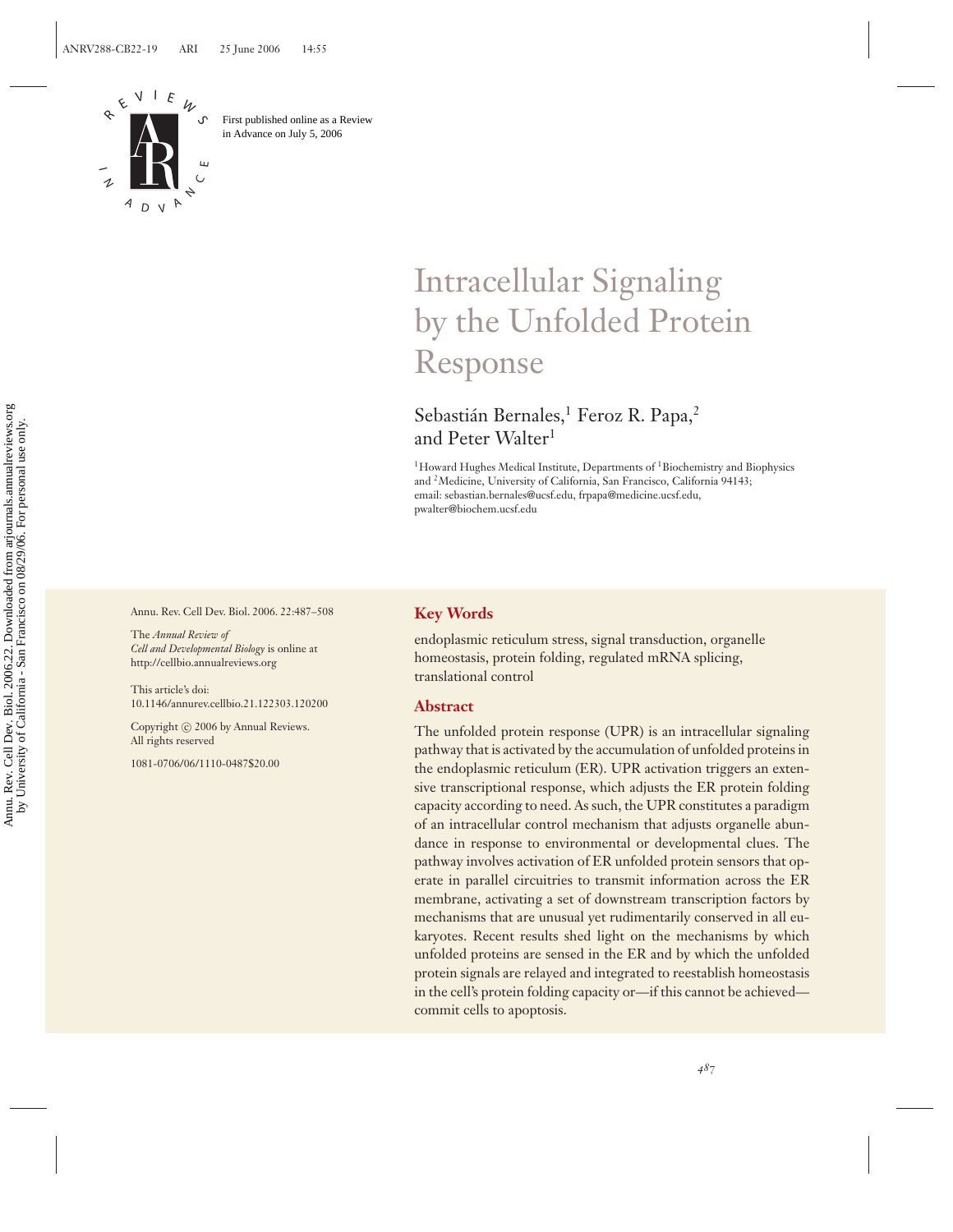First published online as a Review in Advance on July 5, 2006

# Intracellular Signaling by the Unfolded Protein Response

Sebastián Bernales,[1] Feroz R. Papa,[2] and Peter Walter[1]

[1]Howard Hughes Medical Institute, Departments of [1]Biochemistry and Biophysics and [2]Medicine, University of California, San Francisco, California 94143; email: sebastian.bernales@ucsf.edu, frpapa@medicine.ucsf.edu, pwalter@biochem.ucsf.edu

Annu. Rev. Cell Dev. Biol. 2006. 22:487–508

The *Annual Review of Cell and Developmental Biology* is online at http://cellbio.annualreviews.org

This article's doi: 10.1146/annurev.cellbio.21.122303.120200

Copyright © 2006 by Annual Reviews. All rights reserved

1081-0706/06/1110-0487$20.00

## Key Words

endoplasmic reticulum stress, signal transduction, organelle homeostasis, protein folding, regulated mRNA splicing, translational control

## Abstract

The unfolded protein response (UPR) is an intracellular signaling pathway that is activated by the accumulation of unfolded proteins in the endoplasmic reticulum (ER). UPR activation triggers an extensive transcriptional response, which adjusts the ER protein folding capacity according to need. As such, the UPR constitutes a paradigm of an intracellular control mechanism that adjusts organelle abundance in response to environmental or developmental clues. The pathway involves activation of ER unfolded protein sensors that operate in parallel circuitries to transmit information across the ER membrane, activating a set of downstream transcription factors by mechanisms that are unusual yet rudimentarily conserved in all eukaryotes. Recent results shed light on the mechanisms by which unfolded proteins are sensed in the ER and by which the unfolded protein signals are relayed and integrated to reestablish homeostasis in the cell's protein folding capacity or—if this cannot be achieved—commit cells to apoptosis.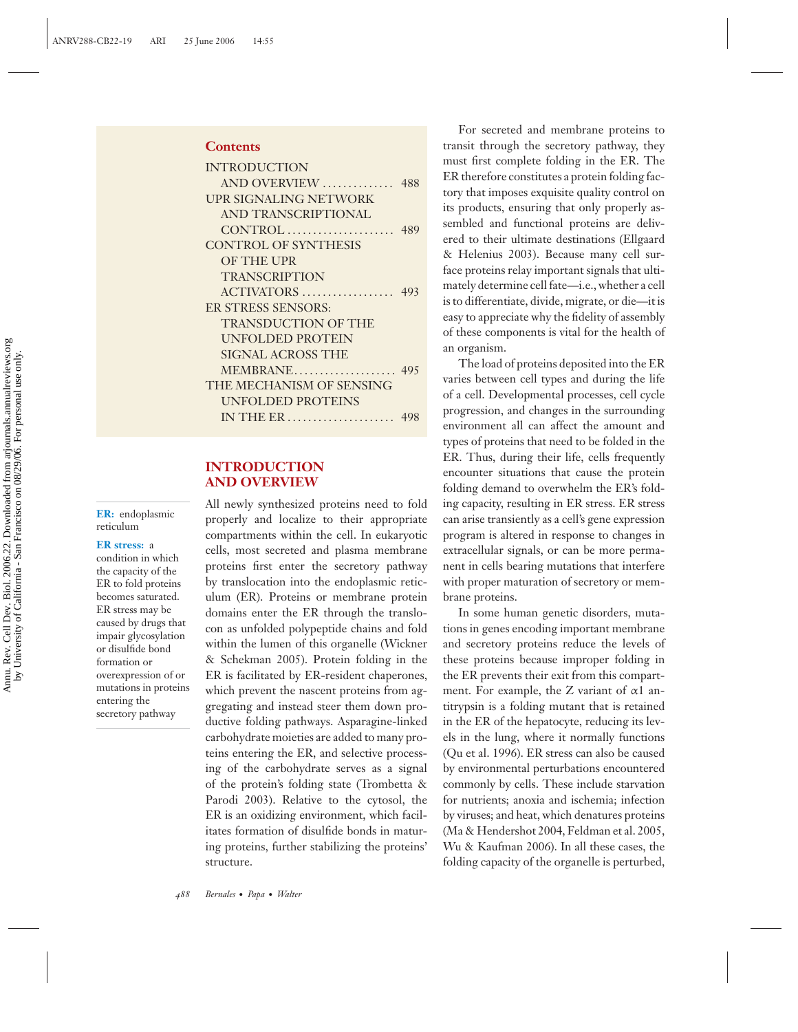## Contents

INTRODUCTION AND OVERVIEW .............. 488
UPR SIGNALING NETWORK AND TRANSCRIPTIONAL CONTROL ..................... 489
CONTROL OF SYNTHESIS OF THE UPR TRANSCRIPTION ACTIVATORS .................. 493
ER STRESS SENSORS: TRANSDUCTION OF THE UNFOLDED PROTEIN SIGNAL ACROSS THE MEMBRANE.................... 495
THE MECHANISM OF SENSING UNFOLDED PROTEINS IN THE ER..................... 498

## INTRODUCTION AND OVERVIEW

All newly synthesized proteins need to fold properly and localize to their appropriate compartments within the cell. In eukaryotic cells, most secreted and plasma membrane proteins first enter the secretory pathway by translocation into the endoplasmic reticulum (ER). Proteins or membrane protein domains enter the ER through the translocon as unfolded polypeptide chains and fold within the lumen of this organelle (Wickner & Schekman 2005). Protein folding in the ER is facilitated by ER-resident chaperones, which prevent the nascent proteins from aggregating and instead steer them down productive folding pathways. Asparagine-linked carbohydrate moieties are added to many proteins entering the ER, and selective processing of the carbohydrate serves as a signal of the protein's folding state (Trombetta & Parodi 2003). Relative to the cytosol, the ER is an oxidizing environment, which facilitates formation of disulfide bonds in maturing proteins, further stabilizing the proteins' structure.

**ER:** endoplasmic reticulum

**ER stress:** a condition in which the capacity of the ER to fold proteins becomes saturated. ER stress may be caused by drugs that impair glycosylation or disulfide bond formation or overexpression of or mutations in proteins entering the secretory pathway

For secreted and membrane proteins to transit through the secretory pathway, they must first complete folding in the ER. The ER therefore constitutes a protein folding factory that imposes exquisite quality control on its products, ensuring that only properly assembled and functional proteins are delivered to their ultimate destinations (Ellgaard & Helenius 2003). Because many cell surface proteins relay important signals that ultimately determine cell fate—i.e., whether a cell is to differentiate, divide, migrate, or die—it is easy to appreciate why the fidelity of assembly of these components is vital for the health of an organism.

The load of proteins deposited into the ER varies between cell types and during the life of a cell. Developmental processes, cell cycle progression, and changes in the surrounding environment all can affect the amount and types of proteins that need to be folded in the ER. Thus, during their life, cells frequently encounter situations that cause the protein folding demand to overwhelm the ER's folding capacity, resulting in ER stress. ER stress can arise transiently as a cell's gene expression program is altered in response to changes in extracellular signals, or can be more permanent in cells bearing mutations that interfere with proper maturation of secretory or membrane proteins.

In some human genetic disorders, mutations in genes encoding important membrane and secretory proteins reduce the levels of these proteins because improper folding in the ER prevents their exit from this compartment. For example, the Z variant of α1 antitrypsin is a folding mutant that is retained in the ER of the hepatocyte, reducing its levels in the lung, where it normally functions (Qu et al. 1996). ER stress can also be caused by environmental perturbations encountered commonly by cells. These include starvation for nutrients; anoxia and ischemia; infection by viruses; and heat, which denatures proteins (Ma & Hendershot 2004, Feldman et al. 2005, Wu & Kaufman 2006). In all these cases, the folding capacity of the organelle is perturbed,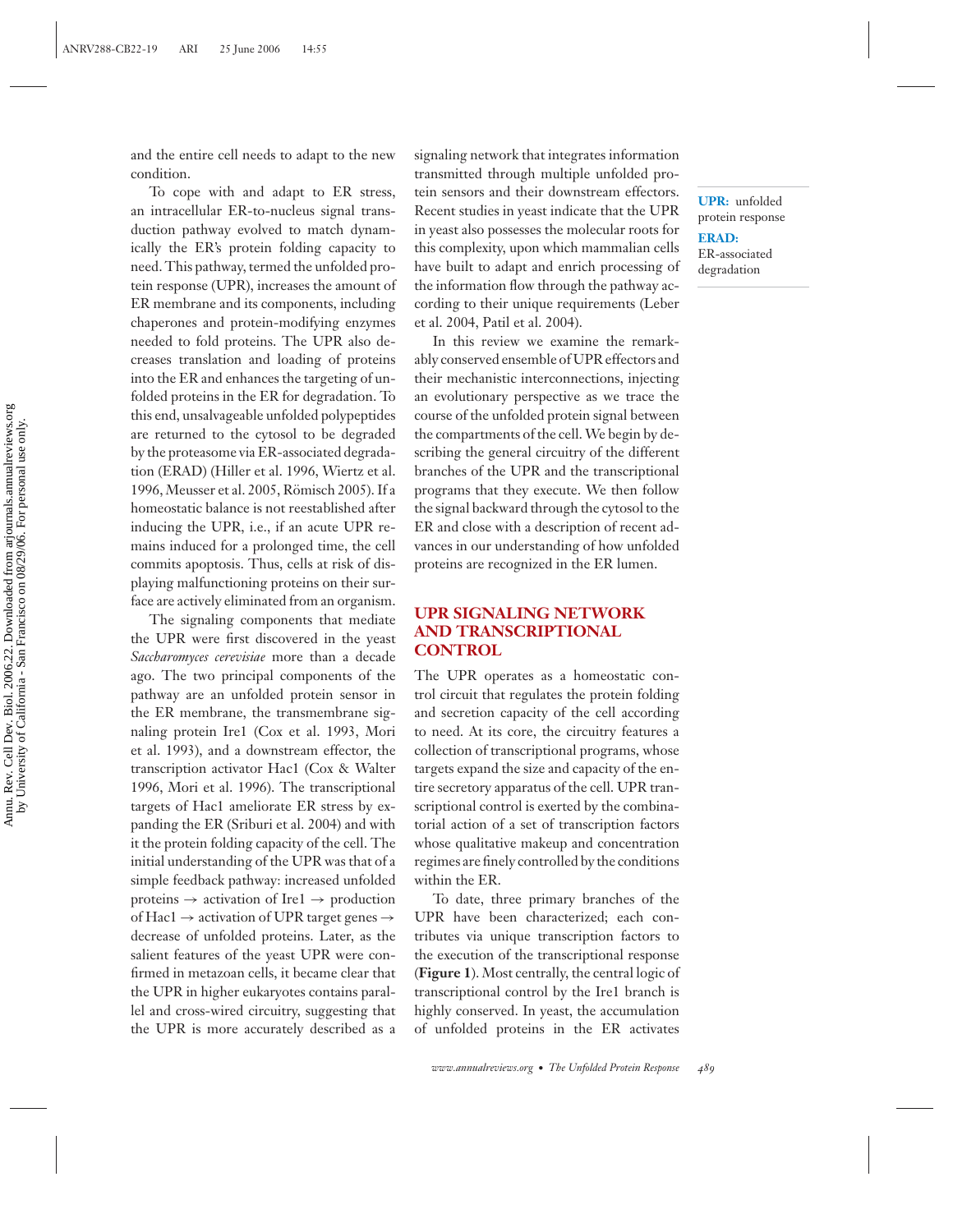and the entire cell needs to adapt to the new condition.

To cope with and adapt to ER stress, an intracellular ER-to-nucleus signal transduction pathway evolved to match dynamically the ER's protein folding capacity to need. This pathway, termed the unfolded protein response (UPR), increases the amount of ER membrane and its components, including chaperones and protein-modifying enzymes needed to fold proteins. The UPR also decreases translation and loading of proteins into the ER and enhances the targeting of unfolded proteins in the ER for degradation. To this end, unsalvageable unfolded polypeptides are returned to the cytosol to be degraded by the proteasome via ER-associated degradation (ERAD) (Hiller et al. 1996, Wiertz et al. 1996, Meusser et al. 2005, Römisch 2005). If a homeostatic balance is not reestablished after inducing the UPR, i.e., if an acute UPR remains induced for a prolonged time, the cell commits apoptosis. Thus, cells at risk of displaying malfunctioning proteins on their surface are actively eliminated from an organism.

The signaling components that mediate the UPR were first discovered in the yeast *Saccharomyces cerevisiae* more than a decade ago. The two principal components of the pathway are an unfolded protein sensor in the ER membrane, the transmembrane signaling protein Ire1 (Cox et al. 1993, Mori et al. 1993), and a downstream effector, the transcription activator Hac1 (Cox & Walter 1996, Mori et al. 1996). The transcriptional targets of Hac1 ameliorate ER stress by expanding the ER (Sriburi et al. 2004) and with it the protein folding capacity of the cell. The initial understanding of the UPR was that of a simple feedback pathway: increased unfolded proteins → activation of Ire1 → production of Hac1 → activation of UPR target genes → decrease of unfolded proteins. Later, as the salient features of the yeast UPR were confirmed in metazoan cells, it became clear that the UPR in higher eukaryotes contains parallel and cross-wired circuitry, suggesting that the UPR is more accurately described as a signaling network that integrates information transmitted through multiple unfolded protein sensors and their downstream effectors. Recent studies in yeast indicate that the UPR in yeast also possesses the molecular roots for this complexity, upon which mammalian cells have built to adapt and enrich processing of the information flow through the pathway according to their unique requirements (Leber et al. 2004, Patil et al. 2004).

**UPR:** unfolded protein response

**ERAD:** ER-associated degradation

In this review we examine the remarkably conserved ensemble of UPR effectors and their mechanistic interconnections, injecting an evolutionary perspective as we trace the course of the unfolded protein signal between the compartments of the cell. We begin by describing the general circuitry of the different branches of the UPR and the transcriptional programs that they execute. We then follow the signal backward through the cytosol to the ER and close with a description of recent advances in our understanding of how unfolded proteins are recognized in the ER lumen.

## UPR SIGNALING NETWORK AND TRANSCRIPTIONAL CONTROL

The UPR operates as a homeostatic control circuit that regulates the protein folding and secretion capacity of the cell according to need. At its core, the circuitry features a collection of transcriptional programs, whose targets expand the size and capacity of the entire secretory apparatus of the cell. UPR transcriptional control is exerted by the combinatorial action of a set of transcription factors whose qualitative makeup and concentration regimes are finely controlled by the conditions within the ER.

To date, three primary branches of the UPR have been characterized; each contributes via unique transcription factors to the execution of the transcriptional response (**Figure 1**). Most centrally, the central logic of transcriptional control by the Ire1 branch is highly conserved. In yeast, the accumulation of unfolded proteins in the ER activates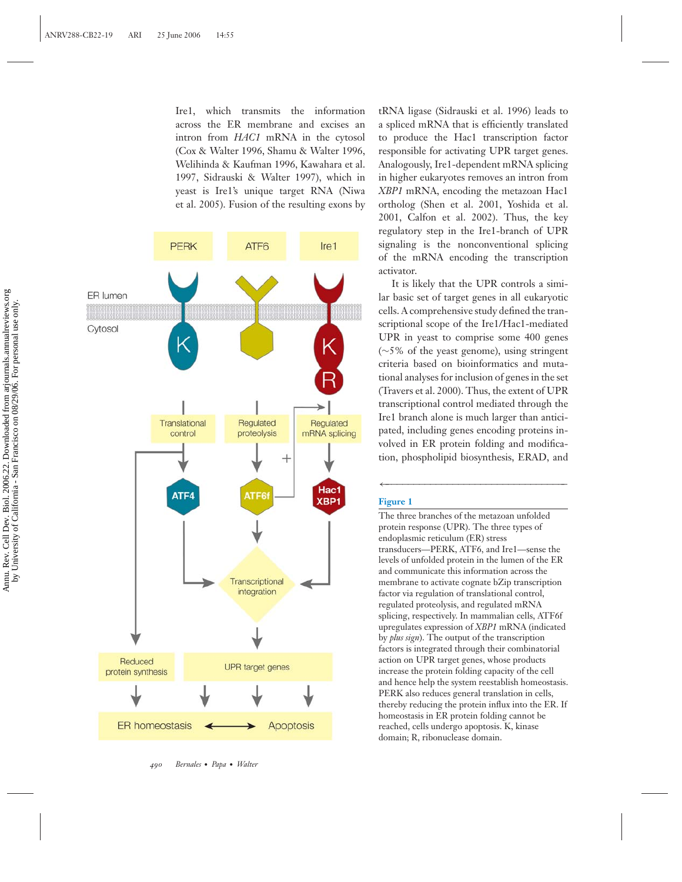Ire1, which transmits the information across the ER membrane and excises an intron from *HAC1* mRNA in the cytosol (Cox & Walter 1996, Shamu & Walter 1996, Welihinda & Kaufman 1996, Kawahara et al. 1997, Sidrauski & Walter 1997), which in yeast is Ire1's unique target RNA (Niwa et al. 2005). Fusion of the resulting exons by tRNA ligase (Sidrauski et al. 1996) leads to a spliced mRNA that is efficiently translated to produce the Hac1 transcription factor responsible for activating UPR target genes. Analogously, Ire1-dependent mRNA splicing in higher eukaryotes removes an intron from *XBP1* mRNA, encoding the metazoan Hac1 ortholog (Shen et al. 2001, Yoshida et al. 2001, Calfon et al. 2002). Thus, the key regulatory step in the Ire1-branch of UPR signaling is the nonconventional splicing of the mRNA encoding the transcription activator.

It is likely that the UPR controls a similar basic set of target genes in all eukaryotic cells. A comprehensive study defined the transcriptional scope of the Ire1/Hac1-mediated UPR in yeast to comprise some 400 genes (∼5% of the yeast genome), using stringent criteria based on bioinformatics and mutational analyses for inclusion of genes in the set (Travers et al. 2000). Thus, the extent of UPR transcriptional control mediated through the Ire1 branch alone is much larger than anticipated, including genes encoding proteins involved in ER protein folding and modification, phospholipid biosynthesis, ERAD, and

**Figure 1**

The three branches of the metazoan unfolded protein response (UPR). The three types of endoplasmic reticulum (ER) stress transducers—PERK, ATF6, and Ire1—sense the levels of unfolded protein in the lumen of the ER and communicate this information across the membrane to activate cognate bZip transcription factor via regulation of translational control, regulated proteolysis, and regulated mRNA splicing, respectively. In mammalian cells, ATF6f upregulates expression of *XBP1* mRNA (indicated by *plus sign*). The output of the transcription factors is integrated through their combinatorial action on UPR target genes, whose products increase the protein folding capacity of the cell and hence help the system reestablish homeostasis. PERK also reduces general translation in cells, thereby reducing the protein influx into the ER. If homeostasis in ER protein folding cannot be reached, cells undergo apoptosis. K, kinase domain; R, ribonuclease domain.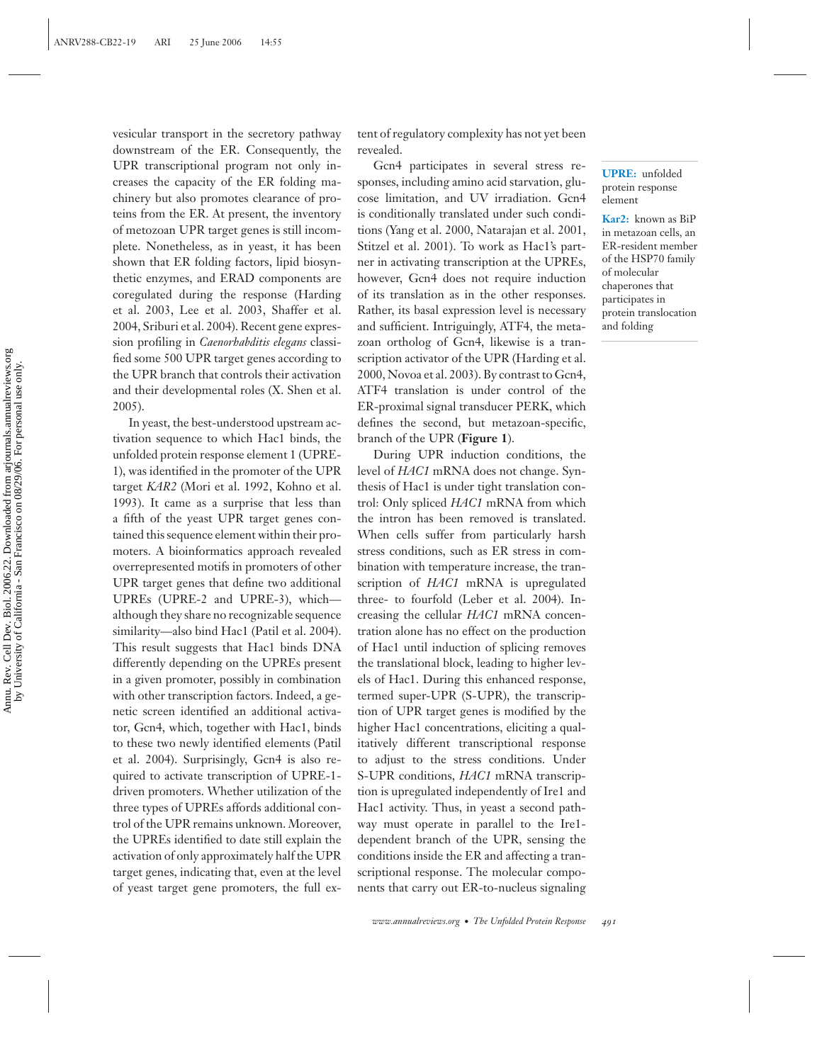vesicular transport in the secretory pathway downstream of the ER. Consequently, the UPR transcriptional program not only increases the capacity of the ER folding machinery but also promotes clearance of proteins from the ER. At present, the inventory of metozoan UPR target genes is still incomplete. Nonetheless, as in yeast, it has been shown that ER folding factors, lipid biosynthetic enzymes, and ERAD components are coregulated during the response (Harding et al. 2003, Lee et al. 2003, Shaffer et al. 2004, Sriburi et al. 2004). Recent gene expression profiling in *Caenorhabditis elegans* classified some 500 UPR target genes according to the UPR branch that controls their activation and their developmental roles (X. Shen et al. 2005).

In yeast, the best-understood upstream activation sequence to which Hac1 binds, the unfolded protein response element 1 (UPRE-1), was identified in the promoter of the UPR target *KAR2* (Mori et al. 1992, Kohno et al. 1993). It came as a surprise that less than a fifth of the yeast UPR target genes contained this sequence element within their promoters. A bioinformatics approach revealed overrepresented motifs in promoters of other UPR target genes that define two additional UPREs (UPRE-2 and UPRE-3), which—although they share no recognizable sequence similarity—also bind Hac1 (Patil et al. 2004). This result suggests that Hac1 binds DNA differently depending on the UPREs present in a given promoter, possibly in combination with other transcription factors. Indeed, a genetic screen identified an additional activator, Gcn4, which, together with Hac1, binds to these two newly identified elements (Patil et al. 2004). Surprisingly, Gcn4 is also required to activate transcription of UPRE-1-driven promoters. Whether utilization of the three types of UPREs affords additional control of the UPR remains unknown. Moreover, the UPREs identified to date still explain the activation of only approximately half the UPR target genes, indicating that, even at the level of yeast target gene promoters, the full extent of regulatory complexity has not yet been revealed.

Gcn4 participates in several stress responses, including amino acid starvation, glucose limitation, and UV irradiation. Gcn4 is conditionally translated under such conditions (Yang et al. 2000, Natarajan et al. 2001, Stitzel et al. 2001). To work as Hac1's partner in activating transcription at the UPREs, however, Gcn4 does not require induction of its translation as in the other responses. Rather, its basal expression level is necessary and sufficient. Intriguingly, ATF4, the metazoan ortholog of Gcn4, likewise is a transcription activator of the UPR (Harding et al. 2000, Novoa et al. 2003). By contrast to Gcn4, ATF4 translation is under control of the ER-proximal signal transducer PERK, which defines the second, but metazoan-specific, branch of the UPR (**Figure 1**).

During UPR induction conditions, the level of *HAC1* mRNA does not change. Synthesis of Hac1 is under tight translation control: Only spliced *HAC1* mRNA from which the intron has been removed is translated. When cells suffer from particularly harsh stress conditions, such as ER stress in combination with temperature increase, the transcription of *HAC1* mRNA is upregulated three- to fourfold (Leber et al. 2004). Increasing the cellular *HAC1* mRNA concentration alone has no effect on the production of Hac1 until induction of splicing removes the translational block, leading to higher levels of Hac1. During this enhanced response, termed super-UPR (S-UPR), the transcription of UPR target genes is modified by the higher Hac1 concentrations, eliciting a qualitatively different transcriptional response to adjust to the stress conditions. Under S-UPR conditions, *HAC1* mRNA transcription is upregulated independently of Ire1 and Hac1 activity. Thus, in yeast a second pathway must operate in parallel to the Ire1-dependent branch of the UPR, sensing the conditions inside the ER and affecting a transcriptional response. The molecular components that carry out ER-to-nucleus signaling

**UPRE:** unfolded protein response element

**Kar2:** known as BiP in metazoan cells, an ER-resident member of the HSP70 family of molecular chaperones that participates in protein translocation and folding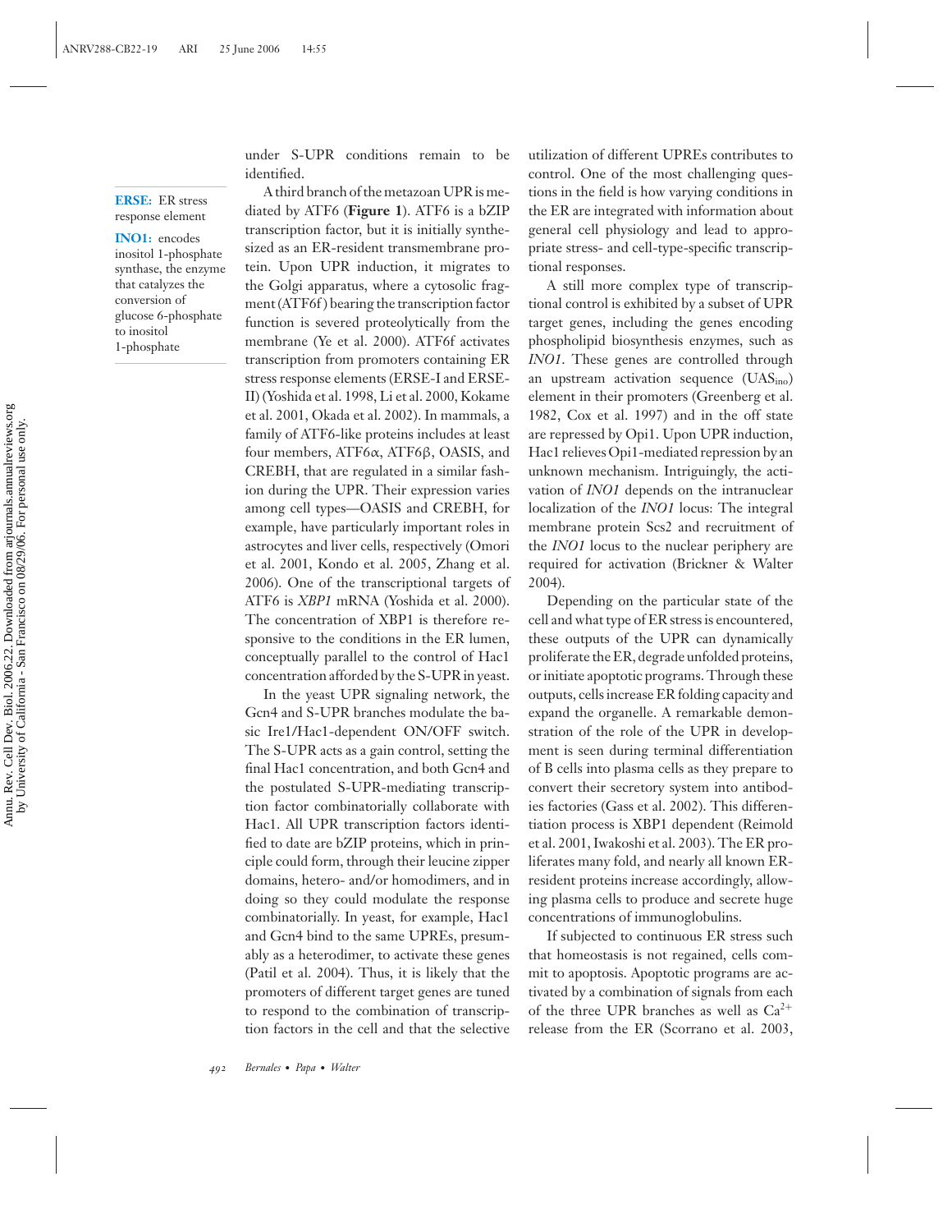under S-UPR conditions remain to be identified.

**ERSE:** ER stress response element

**INO1:** encodes inositol 1-phosphate synthase, the enzyme that catalyzes the conversion of glucose 6-phosphate to inositol 1-phosphate

A third branch of the metazoan UPR is mediated by ATF6 (**Figure 1**). ATF6 is a bZIP transcription factor, but it is initially synthesized as an ER-resident transmembrane protein. Upon UPR induction, it migrates to the Golgi apparatus, where a cytosolic fragment (ATF6f) bearing the transcription factor function is severed proteolytically from the membrane (Ye et al. 2000). ATF6f activates transcription from promoters containing ER stress response elements (ERSE-I and ERSE-II) (Yoshida et al. 1998, Li et al. 2000, Kokame et al. 2001, Okada et al. 2002). In mammals, a family of ATF6-like proteins includes at least four members, ATF6α, ATF6β, OASIS, and CREBH, that are regulated in a similar fashion during the UPR. Their expression varies among cell types—OASIS and CREBH, for example, have particularly important roles in astrocytes and liver cells, respectively (Omori et al. 2001, Kondo et al. 2005, Zhang et al. 2006). One of the transcriptional targets of ATF6 is *XBP1* mRNA (Yoshida et al. 2000). The concentration of XBP1 is therefore responsive to the conditions in the ER lumen, conceptually parallel to the control of Hac1 concentration afforded by the S-UPR in yeast.

In the yeast UPR signaling network, the Gcn4 and S-UPR branches modulate the basic Ire1/Hac1-dependent ON/OFF switch. The S-UPR acts as a gain control, setting the final Hac1 concentration, and both Gcn4 and the postulated S-UPR-mediating transcription factor combinatorially collaborate with Hac1. All UPR transcription factors identified to date are bZIP proteins, which in principle could form, through their leucine zipper domains, hetero- and/or homodimers, and in doing so they could modulate the response combinatorially. In yeast, for example, Hac1 and Gcn4 bind to the same UPREs, presumably as a heterodimer, to activate these genes (Patil et al. 2004). Thus, it is likely that the promoters of different target genes are tuned to respond to the combination of transcription factors in the cell and that the selective utilization of different UPREs contributes to control. One of the most challenging questions in the field is how varying conditions in the ER are integrated with information about general cell physiology and lead to appropriate stress- and cell-type-specific transcriptional responses.

A still more complex type of transcriptional control is exhibited by a subset of UPR target genes, including the genes encoding phospholipid biosynthesis enzymes, such as *INO1*. These genes are controlled through an upstream activation sequence ($UAS_{ino}$) element in their promoters (Greenberg et al. 1982, Cox et al. 1997) and in the off state are repressed by Opi1. Upon UPR induction, Hac1 relieves Opi1-mediated repression by an unknown mechanism. Intriguingly, the activation of *INO1* depends on the intranuclear localization of the *INO1* locus: The integral membrane protein Scs2 and recruitment of the *INO1* locus to the nuclear periphery are required for activation (Brickner & Walter 2004).

Depending on the particular state of the cell and what type of ER stress is encountered, these outputs of the UPR can dynamically proliferate the ER, degrade unfolded proteins, or initiate apoptotic programs. Through these outputs, cells increase ER folding capacity and expand the organelle. A remarkable demonstration of the role of the UPR in development is seen during terminal differentiation of B cells into plasma cells as they prepare to convert their secretory system into antibodies factories (Gass et al. 2002). This differentiation process is XBP1 dependent (Reimold et al. 2001, Iwakoshi et al. 2003). The ER proliferates many fold, and nearly all known ER-resident proteins increase accordingly, allowing plasma cells to produce and secrete huge concentrations of immunoglobulins.

If subjected to continuous ER stress such that homeostasis is not regained, cells commit to apoptosis. Apoptotic programs are activated by a combination of signals from each of the three UPR branches as well as $Ca^{2+}$ release from the ER (Scorrano et al. 2003,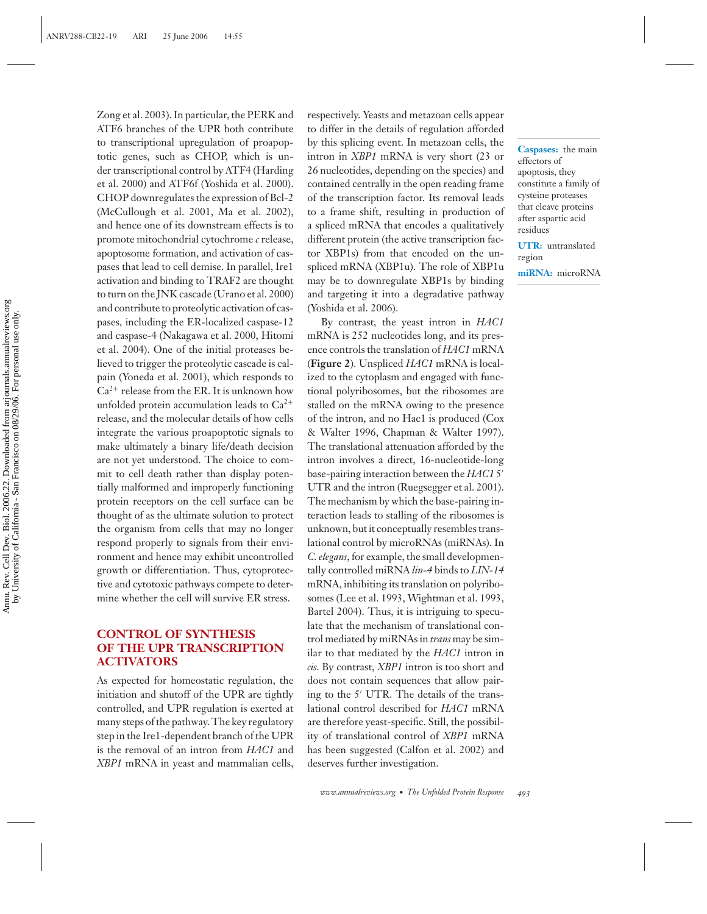Zong et al. 2003). In particular, the PERK and ATF6 branches of the UPR both contribute to transcriptional upregulation of proapoptotic genes, such as CHOP, which is under transcriptional control by ATF4 (Harding et al. 2000) and ATF6f (Yoshida et al. 2000). CHOP downregulates the expression of Bcl-2 (McCullough et al. 2001, Ma et al. 2002), and hence one of its downstream effects is to promote mitochondrial cytochrome *c* release, apoptosome formation, and activation of caspases that lead to cell demise. In parallel, Ire1 activation and binding to TRAF2 are thought to turn on the JNK cascade (Urano et al. 2000) and contribute to proteolytic activation of caspases, including the ER-localized caspase-12 and caspase-4 (Nakagawa et al. 2000, Hitomi et al. 2004). One of the initial proteases believed to trigger the proteolytic cascade is calpain (Yoneda et al. 2001), which responds to $Ca^{2+}$ release from the ER. It is unknown how unfolded protein accumulation leads to $Ca^{2+}$ release, and the molecular details of how cells integrate the various proapoptotic signals to make ultimately a binary life/death decision are not yet understood. The choice to commit to cell death rather than display potentially malformed and improperly functioning protein receptors on the cell surface can be thought of as the ultimate solution to protect the organism from cells that may no longer respond properly to signals from their environment and hence may exhibit uncontrolled growth or differentiation. Thus, cytoprotective and cytotoxic pathways compete to determine whether the cell will survive ER stress.

## CONTROL OF SYNTHESIS OF THE UPR TRANSCRIPTION ACTIVATORS

As expected for homeostatic regulation, the initiation and shutoff of the UPR are tightly controlled, and UPR regulation is exerted at many steps of the pathway. The key regulatory step in the Ire1-dependent branch of the UPR is the removal of an intron from *HAC1* and *XBP1* mRNA in yeast and mammalian cells, respectively. Yeasts and metazoan cells appear to differ in the details of regulation afforded by this splicing event. In metazoan cells, the intron in *XBP1* mRNA is very short (23 or 26 nucleotides, depending on the species) and contained centrally in the open reading frame of the transcription factor. Its removal leads to a frame shift, resulting in production of a spliced mRNA that encodes a qualitatively different protein (the active transcription factor XBP1s) from that encoded on the unspliced mRNA (XBP1u). The role of XBP1u may be to downregulate XBP1s by binding and targeting it into a degradative pathway (Yoshida et al. 2006).

**Caspases:** the main effectors of apoptosis, they constitute a family of cysteine proteases that cleave proteins after aspartic acid residues

**UTR:** untranslated region

**miRNA:** microRNA

By contrast, the yeast intron in *HAC1* mRNA is 252 nucleotides long, and its presence controls the translation of *HAC1* mRNA (**Figure 2**). Unspliced *HAC1* mRNA is localized to the cytoplasm and engaged with functional polyribosomes, but the ribosomes are stalled on the mRNA owing to the presence of the intron, and no Hac1 is produced (Cox & Walter 1996, Chapman & Walter 1997). The translational attenuation afforded by the intron involves a direct, 16-nucleotide-long base-pairing interaction between the *HAC1* 5′ UTR and the intron (Ruegsegger et al. 2001). The mechanism by which the base-pairing interaction leads to stalling of the ribosomes is unknown, but it conceptually resembles translational control by microRNAs (miRNAs). In *C. elegans*, for example, the small developmentally controlled miRNA *lin-4* binds to *LIN-14* mRNA, inhibiting its translation on polyribosomes (Lee et al. 1993, Wightman et al. 1993, Bartel 2004). Thus, it is intriguing to speculate that the mechanism of translational control mediated by miRNAs in *trans* may be similar to that mediated by the *HAC1* intron in *cis*. By contrast, *XBP1* intron is too short and does not contain sequences that allow pairing to the 5′ UTR. The details of the translational control described for *HAC1* mRNA are therefore yeast-specific. Still, the possibility of translational control of *XBP1* mRNA has been suggested (Calfon et al. 2002) and deserves further investigation.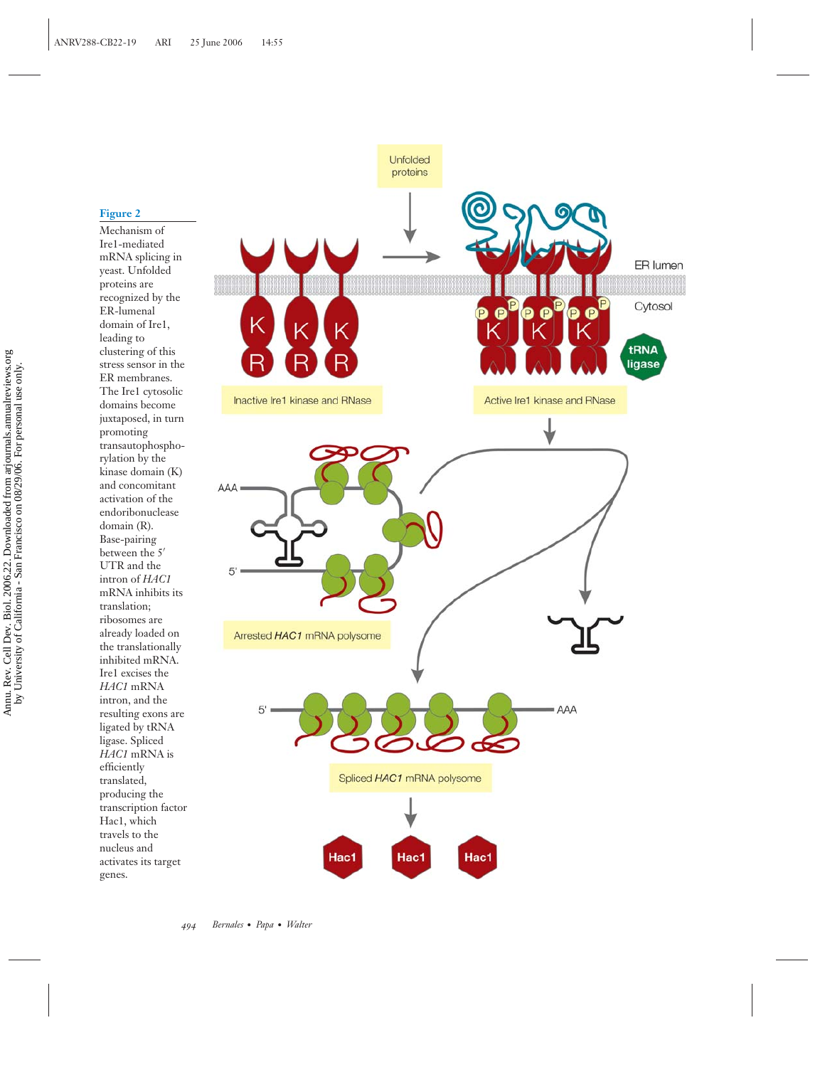**Figure 2**

Mechanism of Ire1-mediated mRNA splicing in yeast. Unfolded proteins are recognized by the ER-lumenal domain of Ire1, leading to clustering of this stress sensor in the ER membranes. The Ire1 cytosolic domains become juxtaposed, in turn promoting transautophosphorylation by the kinase domain (K) and concomitant activation of the endoribonuclease domain (R). Base-pairing between the 5′ UTR and the intron of *HAC1* mRNA inhibits its translation; ribosomes are already loaded on the translationally inhibited mRNA. Ire1 excises the *HAC1* mRNA intron, and the resulting exons are ligated by tRNA ligase. Spliced *HAC1* mRNA is efficiently translated, producing the transcription factor Hac1, which travels to the nucleus and activates its target genes.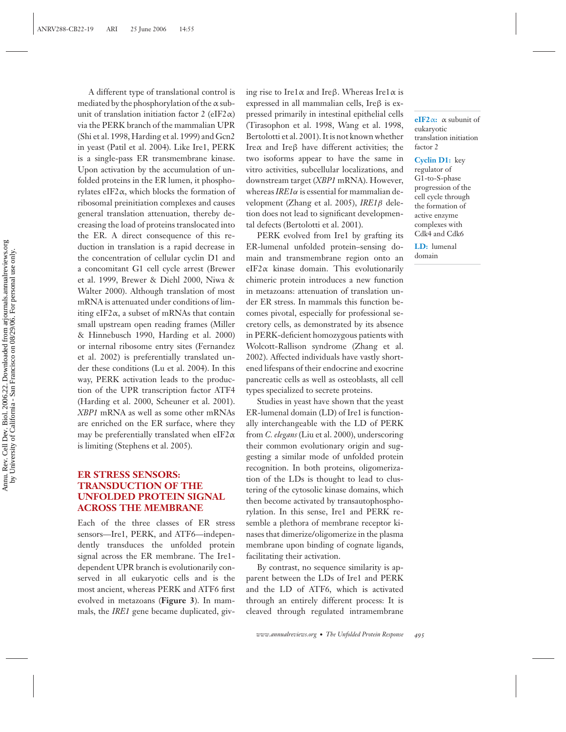A different type of translational control is mediated by the phosphorylation of the α subunit of translation initiation factor 2 (eIF2α) via the PERK branch of the mammalian UPR (Shi et al. 1998, Harding et al. 1999) and Gcn2 in yeast (Patil et al. 2004). Like Ire1, PERK is a single-pass ER transmembrane kinase. Upon activation by the accumulation of unfolded proteins in the ER lumen, it phosphorylates eIF2α, which blocks the formation of ribosomal preinitiation complexes and causes general translation attenuation, thereby decreasing the load of proteins translocated into the ER. A direct consequence of this reduction in translation is a rapid decrease in the concentration of cellular cyclin D1 and a concomitant G1 cell cycle arrest (Brewer et al. 1999, Brewer & Diehl 2000, Niwa & Walter 2000). Although translation of most mRNA is attenuated under conditions of limiting eIF2α, a subset of mRNAs that contain small upstream open reading frames (Miller & Hinnebusch 1990, Harding et al. 2000) or internal ribosome entry sites (Fernandez et al. 2002) is preferentially translated under these conditions (Lu et al. 2004). In this way, PERK activation leads to the production of the UPR transcription factor ATF4 (Harding et al. 2000, Scheuner et al. 2001). *XBP1* mRNA as well as some other mRNAs are enriched on the ER surface, where they may be preferentially translated when eIF2α is limiting (Stephens et al. 2005).

## ER STRESS SENSORS: TRANSDUCTION OF THE UNFOLDED PROTEIN SIGNAL ACROSS THE MEMBRANE

Each of the three classes of ER stress sensors—Ire1, PERK, and ATF6—independently transduces the unfolded protein signal across the ER membrane. The Ire1-dependent UPR branch is evolutionarily conserved in all eukaryotic cells and is the most ancient, whereas PERK and ATF6 first evolved in metazoans (**Figure 3**). In mammals, the *IRE1* gene became duplicated, giving rise to Ire1α and Ireβ. Whereas Ire1α is expressed in all mammalian cells, Ireβ is expressed primarily in intestinal epithelial cells (Tirasophon et al. 1998, Wang et al. 1998, Bertolotti et al. 2001). It is not known whether Ireα and Ireβ have different activities; the two isoforms appear to have the same in vitro activities, subcellular localizations, and downstream target (*XBP1* mRNA). However, whereas *IRE1α* is essential for mammalian development (Zhang et al. 2005), *IRE1β* deletion does not lead to significant developmental defects (Bertolotti et al. 2001).

PERK evolved from Ire1 by grafting its ER-lumenal unfolded protein–sensing domain and transmembrane region onto an eIF2α kinase domain. This evolutionarily chimeric protein introduces a new function in metazoans: attenuation of translation under ER stress. In mammals this function becomes pivotal, especially for professional secretory cells, as demonstrated by its absence in PERK-deficient homozygous patients with Wolcott-Rallison syndrome (Zhang et al. 2002). Affected individuals have vastly shortened lifespans of their endocrine and exocrine pancreatic cells as well as osteoblasts, all cell types specialized to secrete proteins.

Studies in yeast have shown that the yeast ER-lumenal domain (LD) of Ire1 is functionally interchangeable with the LD of PERK from *C. elegans* (Liu et al. 2000), underscoring their common evolutionary origin and suggesting a similar mode of unfolded protein recognition. In both proteins, oligomerization of the LDs is thought to lead to clustering of the cytosolic kinase domains, which then become activated by transautophosphorylation. In this sense, Ire1 and PERK resemble a plethora of membrane receptor kinases that dimerize/oligomerize in the plasma membrane upon binding of cognate ligands, facilitating their activation.

By contrast, no sequence similarity is apparent between the LDs of Ire1 and PERK and the LD of ATF6, which is activated through an entirely different process: It is cleaved through regulated intramembrane

**eIF2α:** α subunit of eukaryotic translation initiation factor 2

**Cyclin D1:** key regulator of G1-to-S-phase progression of the cell cycle through the formation of active enzyme complexes with Cdk4 and Cdk6

**LD:** lumenal domain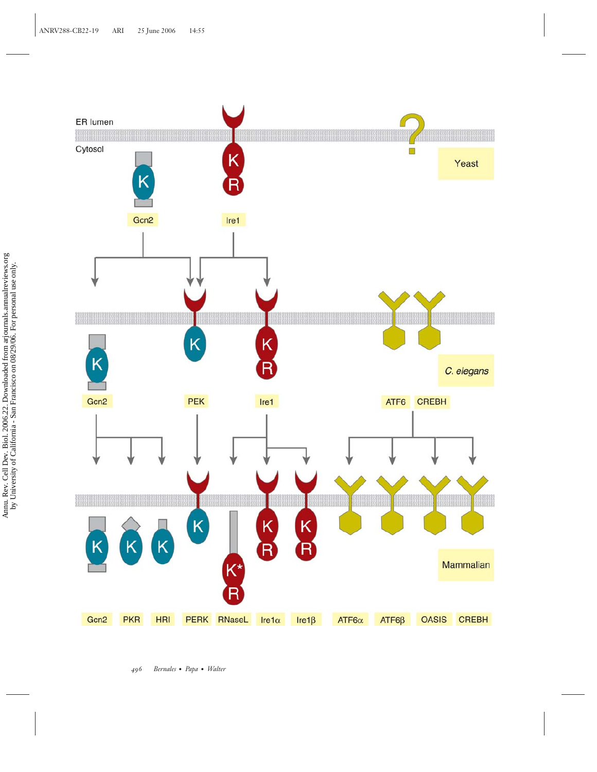ER lumen

Cytosol

Yeast

Gcn2

Ire1

*C. elegans*

Gcn2

PEK

Ire1

ATF6

CREBH

Mammalian

Gcn2

PKR

HRI

PERK

RNaseL

Ire1α

Ire1β

ATF6α

ATF6β

OASIS

CREBH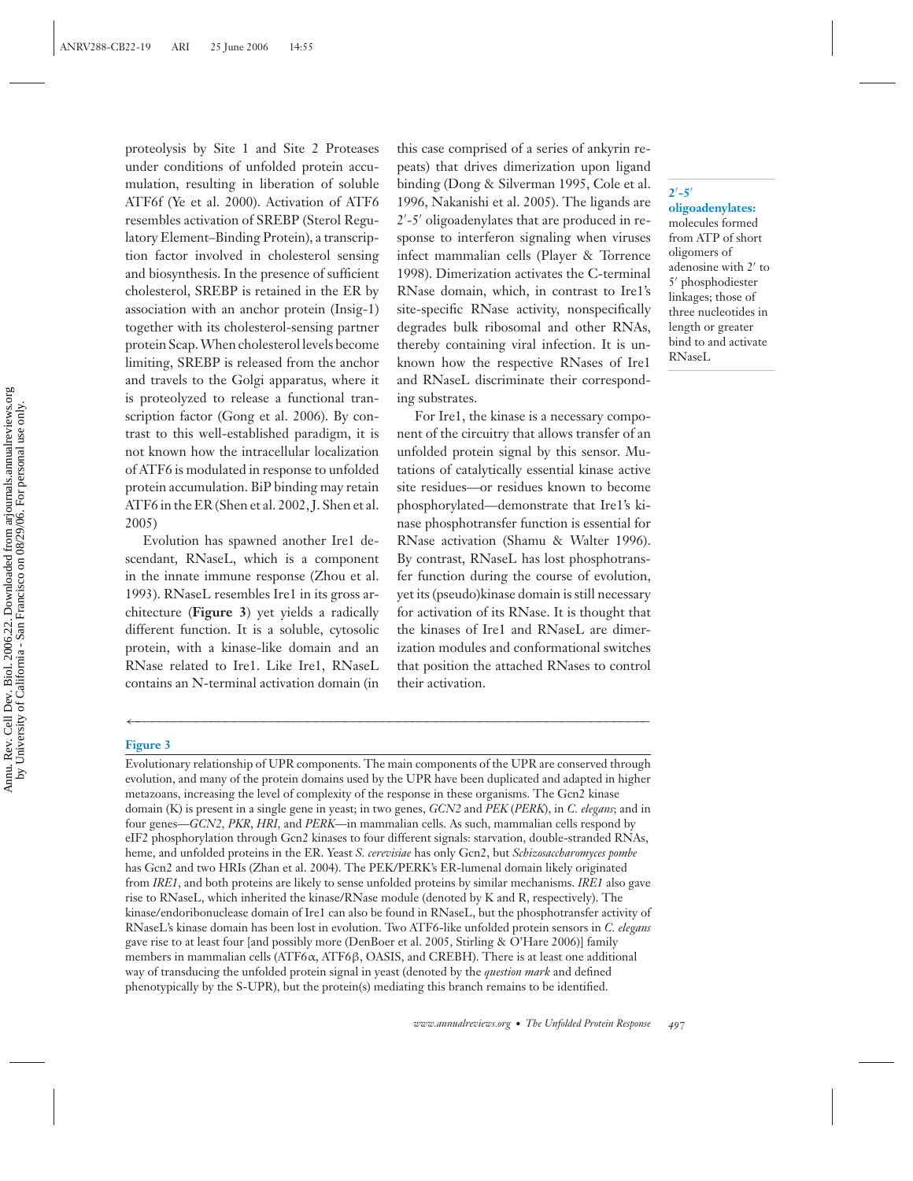proteolysis by Site 1 and Site 2 Proteases under conditions of unfolded protein accumulation, resulting in liberation of soluble ATF6f (Ye et al. 2000). Activation of ATF6 resembles activation of SREBP (Sterol Regulatory Element–Binding Protein), a transcription factor involved in cholesterol sensing and biosynthesis. In the presence of sufficient cholesterol, SREBP is retained in the ER by association with an anchor protein (Insig-1) together with its cholesterol-sensing partner protein Scap. When cholesterol levels become limiting, SREBP is released from the anchor and travels to the Golgi apparatus, where it is proteolyzed to release a functional transcription factor (Gong et al. 2006). By contrast to this well-established paradigm, it is not known how the intracellular localization of ATF6 is modulated in response to unfolded protein accumulation. BiP binding may retain ATF6 in the ER (Shen et al. 2002, J. Shen et al. 2005)

Evolution has spawned another Ire1 descendant, RNaseL, which is a component in the innate immune response (Zhou et al. 1993). RNaseL resembles Ire1 in its gross architecture (**Figure 3**) yet yields a radically different function. It is a soluble, cytosolic protein, with a kinase-like domain and an RNase related to Ire1. Like Ire1, RNaseL contains an N-terminal activation domain (in this case comprised of a series of ankyrin repeats) that drives dimerization upon ligand binding (Dong & Silverman 1995, Cole et al. 1996, Nakanishi et al. 2005). The ligands are 2′-5′ oligoadenylates that are produced in response to interferon signaling when viruses infect mammalian cells (Player & Torrence 1998). Dimerization activates the C-terminal RNase domain, which, in contrast to Ire1's site-specific RNase activity, nonspecifically degrades bulk ribosomal and other RNAs, thereby containing viral infection. It is unknown how the respective RNases of Ire1 and RNaseL discriminate their corresponding substrates.

**2′-5′ oligoadenylates:** molecules formed from ATP of short oligomers of adenosine with 2′ to 5′ phosphodiester linkages; those of three nucleotides in length or greater bind to and activate RNaseL

For Ire1, the kinase is a necessary component of the circuitry that allows transfer of an unfolded protein signal by this sensor. Mutations of catalytically essential kinase active site residues—or residues known to become phosphorylated—demonstrate that Ire1's kinase phosphotransfer function is essential for RNase activation (Shamu & Walter 1996). By contrast, RNaseL has lost phosphotransfer function during the course of evolution, yet its (pseudo)kinase domain is still necessary for activation of its RNase. It is thought that the kinases of Ire1 and RNaseL are dimerization modules and conformational switches that position the attached RNases to control their activation.

**Figure 3**

Evolutionary relationship of UPR components. The main components of the UPR are conserved through evolution, and many of the protein domains used by the UPR have been duplicated and adapted in higher metazoans, increasing the level of complexity of the response in these organisms. The Gcn2 kinase domain (K) is present in a single gene in yeast; in two genes, *GCN2* and *PEK* (*PERK*), in *C. elegans*; and in four genes—*GCN2*, *PKR*, *HRI*, and *PERK*—in mammalian cells. As such, mammalian cells respond by eIF2 phosphorylation through Gcn2 kinases to four different signals: starvation, double-stranded RNAs, heme, and unfolded proteins in the ER. Yeast *S. cerevisiae* has only Gcn2, but *Schizosaccharomyces pombe* has Gcn2 and two HRIs (Zhan et al. 2004). The PEK/PERK's ER-lumenal domain likely originated from *IRE1*, and both proteins are likely to sense unfolded proteins by similar mechanisms. *IRE1* also gave rise to RNaseL, which inherited the kinase/RNase module (denoted by K and R, respectively). The kinase/endoribonuclease domain of Ire1 can also be found in RNaseL, but the phosphotransfer activity of RNaseL's kinase domain has been lost in evolution. Two ATF6-like unfolded protein sensors in *C. elegans* gave rise to at least four [and possibly more (DenBoer et al. 2005, Stirling & O'Hare 2006)] family members in mammalian cells (ATF6α, ATF6β, OASIS, and CREBH). There is at least one additional way of transducing the unfolded protein signal in yeast (denoted by the *question mark* and defined phenotypically by the S-UPR), but the protein(s) mediating this branch remains to be identified.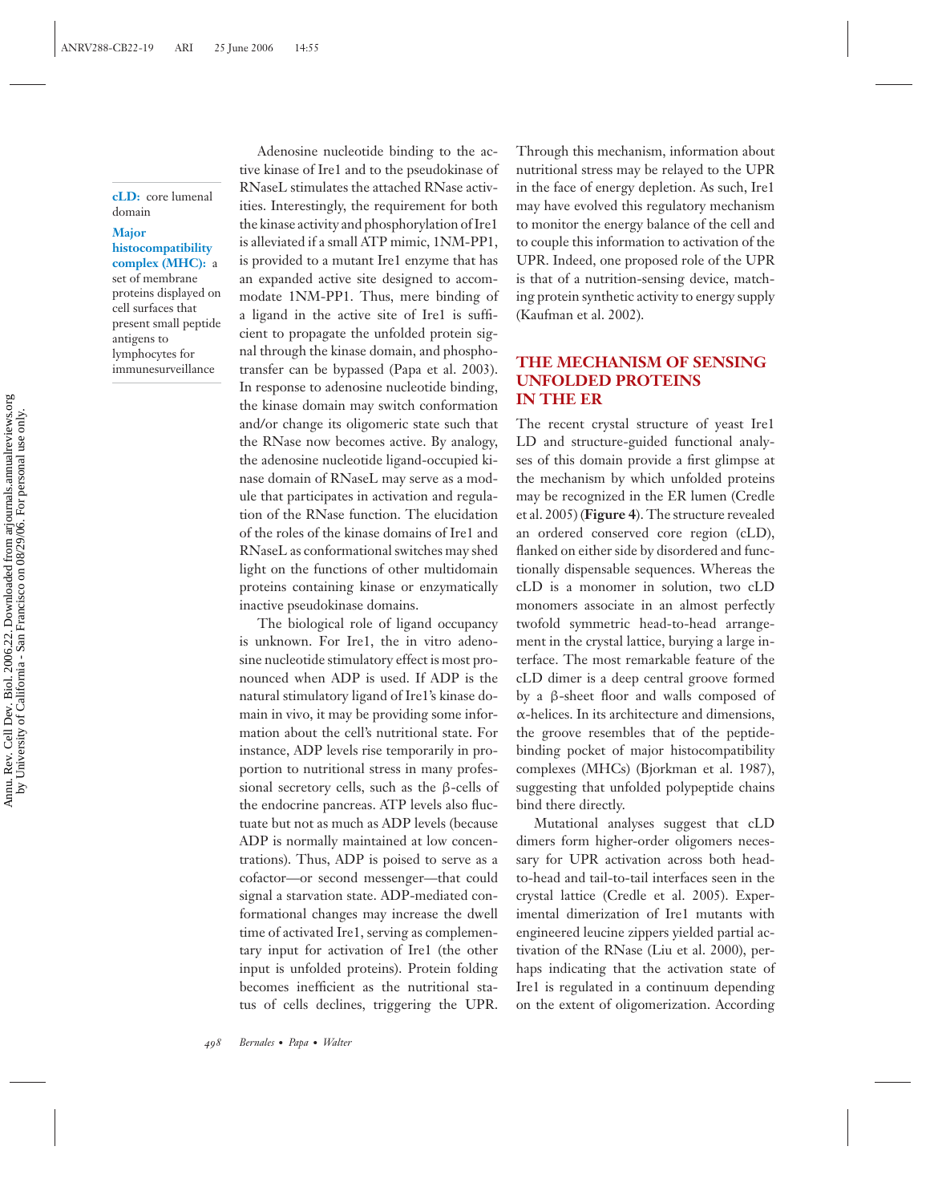**cLD:** core lumenal domain

**Major histocompatibility complex (MHC):** a set of membrane proteins displayed on cell surfaces that present small peptide antigens to lymphocytes for immunesurveillance

Adenosine nucleotide binding to the active kinase of Ire1 and to the pseudokinase of RNaseL stimulates the attached RNase activities. Interestingly, the requirement for both the kinase activity and phosphorylation of Ire1 is alleviated if a small ATP mimic, 1NM-PP1, is provided to a mutant Ire1 enzyme that has an expanded active site designed to accommodate 1NM-PP1. Thus, mere binding of a ligand in the active site of Ire1 is sufficient to propagate the unfolded protein signal through the kinase domain, and phosphotransfer can be bypassed (Papa et al. 2003). In response to adenosine nucleotide binding, the kinase domain may switch conformation and/or change its oligomeric state such that the RNase now becomes active. By analogy, the adenosine nucleotide ligand-occupied kinase domain of RNaseL may serve as a module that participates in activation and regulation of the RNase function. The elucidation of the roles of the kinase domains of Ire1 and RNaseL as conformational switches may shed light on the functions of other multidomain proteins containing kinase or enzymatically inactive pseudokinase domains.

The biological role of ligand occupancy is unknown. For Ire1, the in vitro adenosine nucleotide stimulatory effect is most pronounced when ADP is used. If ADP is the natural stimulatory ligand of Ire1's kinase domain in vivo, it may be providing some information about the cell's nutritional state. For instance, ADP levels rise temporarily in proportion to nutritional stress in many professional secretory cells, such as the β-cells of the endocrine pancreas. ATP levels also fluctuate but not as much as ADP levels (because ADP is normally maintained at low concentrations). Thus, ADP is poised to serve as a cofactor—or second messenger—that could signal a starvation state. ADP-mediated conformational changes may increase the dwell time of activated Ire1, serving as complementary input for activation of Ire1 (the other input is unfolded proteins). Protein folding becomes inefficient as the nutritional status of cells declines, triggering the UPR. Through this mechanism, information about nutritional stress may be relayed to the UPR in the face of energy depletion. As such, Ire1 may have evolved this regulatory mechanism to monitor the energy balance of the cell and to couple this information to activation of the UPR. Indeed, one proposed role of the UPR is that of a nutrition-sensing device, matching protein synthetic activity to energy supply (Kaufman et al. 2002).

## THE MECHANISM OF SENSING UNFOLDED PROTEINS IN THE ER

The recent crystal structure of yeast Ire1 LD and structure-guided functional analyses of this domain provide a first glimpse at the mechanism by which unfolded proteins may be recognized in the ER lumen (Credle et al. 2005) (**Figure 4**). The structure revealed an ordered conserved core region (cLD), flanked on either side by disordered and functionally dispensable sequences. Whereas the cLD is a monomer in solution, two cLD monomers associate in an almost perfectly twofold symmetric head-to-head arrangement in the crystal lattice, burying a large interface. The most remarkable feature of the cLD dimer is a deep central groove formed by a β-sheet floor and walls composed of α-helices. In its architecture and dimensions, the groove resembles that of the peptide-binding pocket of major histocompatibility complexes (MHCs) (Bjorkman et al. 1987), suggesting that unfolded polypeptide chains bind there directly.

Mutational analyses suggest that cLD dimers form higher-order oligomers necessary for UPR activation across both head-to-head and tail-to-tail interfaces seen in the crystal lattice (Credle et al. 2005). Experimental dimerization of Ire1 mutants with engineered leucine zippers yielded partial activation of the RNase (Liu et al. 2000), perhaps indicating that the activation state of Ire1 is regulated in a continuum depending on the extent of oligomerization. According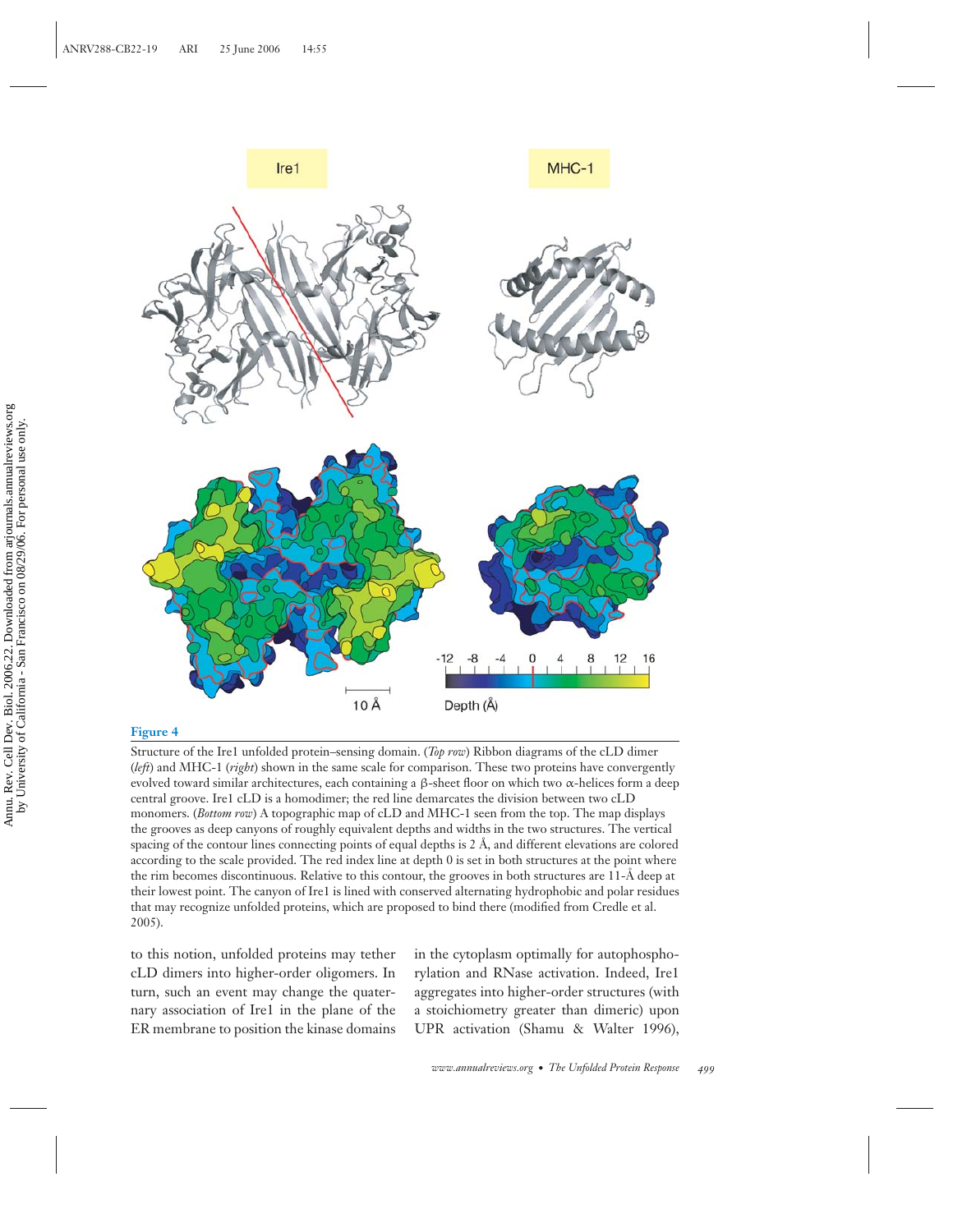**Figure 4**

Structure of the Ire1 unfolded protein–sensing domain. (*Top row*) Ribbon diagrams of the cLD dimer (*left*) and MHC-1 (*right*) shown in the same scale for comparison. These two proteins have convergently evolved toward similar architectures, each containing a β-sheet floor on which two α-helices form a deep central groove. Ire1 cLD is a homodimer; the red line demarcates the division between two cLD monomers. (*Bottom row*) A topographic map of cLD and MHC-1 seen from the top. The map displays the grooves as deep canyons of roughly equivalent depths and widths in the two structures. The vertical spacing of the contour lines connecting points of equal depths is 2 Å, and different elevations are colored according to the scale provided. The red index line at depth 0 is set in both structures at the point where the rim becomes discontinuous. Relative to this contour, the grooves in both structures are 11-Å deep at their lowest point. The canyon of Ire1 is lined with conserved alternating hydrophobic and polar residues that may recognize unfolded proteins, which are proposed to bind there (modified from Credle et al. 2005).

to this notion, unfolded proteins may tether cLD dimers into higher-order oligomers. In turn, such an event may change the quaternary association of Ire1 in the plane of the ER membrane to position the kinase domains in the cytoplasm optimally for autophosphorylation and RNase activation. Indeed, Ire1 aggregates into higher-order structures (with a stoichiometry greater than dimeric) upon UPR activation (Shamu & Walter 1996),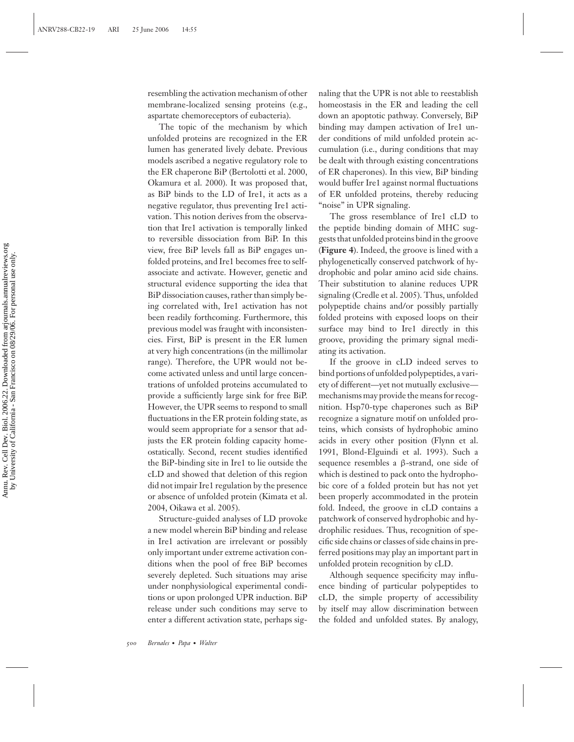resembling the activation mechanism of other membrane-localized sensing proteins (e.g., aspartate chemoreceptors of eubacteria).

The topic of the mechanism by which unfolded proteins are recognized in the ER lumen has generated lively debate. Previous models ascribed a negative regulatory role to the ER chaperone BiP (Bertolotti et al. 2000, Okamura et al. 2000). It was proposed that, as BiP binds to the LD of Ire1, it acts as a negative regulator, thus preventing Ire1 activation. This notion derives from the observation that Ire1 activation is temporally linked to reversible dissociation from BiP. In this view, free BiP levels fall as BiP engages unfolded proteins, and Ire1 becomes free to self-associate and activate. However, genetic and structural evidence supporting the idea that BiP dissociation causes, rather than simply being correlated with, Ire1 activation has not been readily forthcoming. Furthermore, this previous model was fraught with inconsistencies. First, BiP is present in the ER lumen at very high concentrations (in the millimolar range). Therefore, the UPR would not become activated unless and until large concentrations of unfolded proteins accumulated to provide a sufficiently large sink for free BiP. However, the UPR seems to respond to small fluctuations in the ER protein folding state, as would seem appropriate for a sensor that adjusts the ER protein folding capacity homeostatically. Second, recent studies identified the BiP-binding site in Ire1 to lie outside the cLD and showed that deletion of this region did not impair Ire1 regulation by the presence or absence of unfolded protein (Kimata et al. 2004, Oikawa et al. 2005).

Structure-guided analyses of LD provoke a new model wherein BiP binding and release in Ire1 activation are irrelevant or possibly only important under extreme activation conditions when the pool of free BiP becomes severely depleted. Such situations may arise under nonphysiological experimental conditions or upon prolonged UPR induction. BiP release under such conditions may serve to enter a different activation state, perhaps signaling that the UPR is not able to reestablish homeostasis in the ER and leading the cell down an apoptotic pathway. Conversely, BiP binding may dampen activation of Ire1 under conditions of mild unfolded protein accumulation (i.e., during conditions that may be dealt with through existing concentrations of ER chaperones). In this view, BiP binding would buffer Ire1 against normal fluctuations of ER unfolded proteins, thereby reducing "noise" in UPR signaling.

The gross resemblance of Ire1 cLD to the peptide binding domain of MHC suggests that unfolded proteins bind in the groove (**Figure 4**). Indeed, the groove is lined with a phylogenetically conserved patchwork of hydrophobic and polar amino acid side chains. Their substitution to alanine reduces UPR signaling (Credle et al. 2005). Thus, unfolded polypeptide chains and/or possibly partially folded proteins with exposed loops on their surface may bind to Ire1 directly in this groove, providing the primary signal mediating its activation.

If the groove in cLD indeed serves to bind portions of unfolded polypeptides, a variety of different—yet not mutually exclusive—mechanisms may provide the means for recognition. Hsp70-type chaperones such as BiP recognize a signature motif on unfolded proteins, which consists of hydrophobic amino acids in every other position (Flynn et al. 1991, Blond-Elguindi et al. 1993). Such a sequence resembles a β-strand, one side of which is destined to pack onto the hydrophobic core of a folded protein but has not yet been properly accommodated in the protein fold. Indeed, the groove in cLD contains a patchwork of conserved hydrophobic and hydrophilic residues. Thus, recognition of specific side chains or classes of side chains in preferred positions may play an important part in unfolded protein recognition by cLD.

Although sequence specificity may influence binding of particular polypeptides to cLD, the simple property of accessibility by itself may allow discrimination between the folded and unfolded states. By analogy,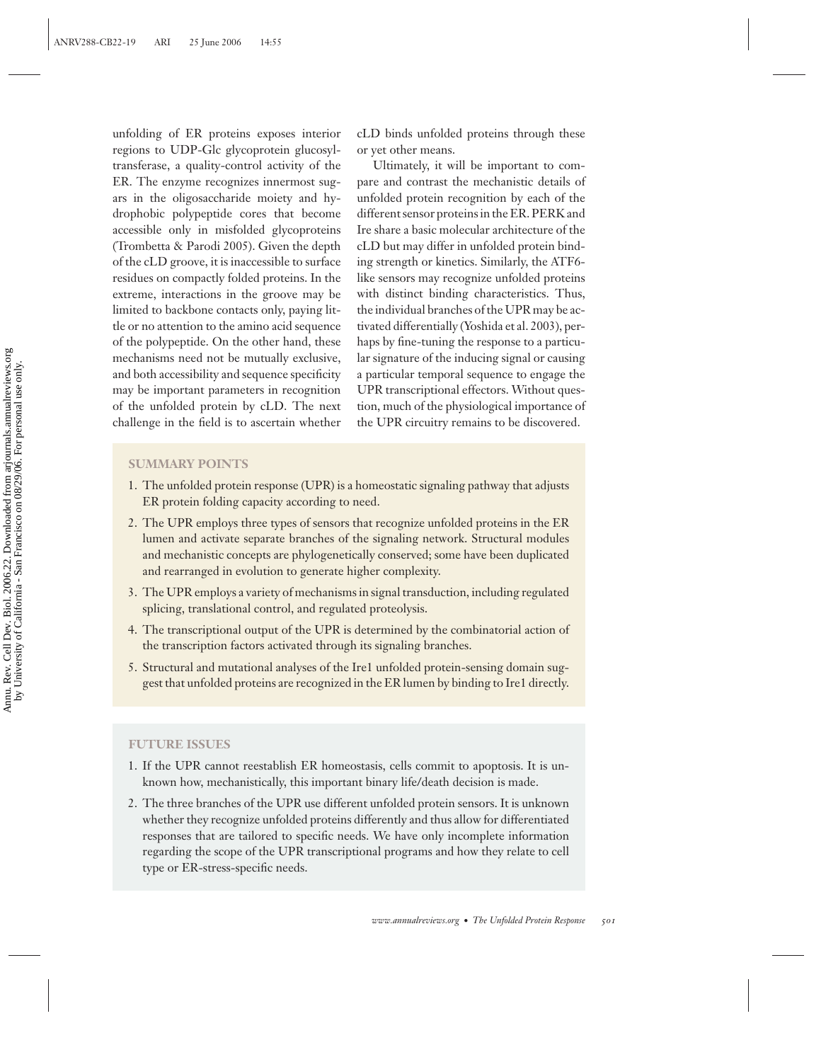unfolding of ER proteins exposes interior regions to UDP-Glc glycoprotein glucosyltransferase, a quality-control activity of the ER. The enzyme recognizes innermost sugars in the oligosaccharide moiety and hydrophobic polypeptide cores that become accessible only in misfolded glycoproteins (Trombetta & Parodi 2005). Given the depth of the cLD groove, it is inaccessible to surface residues on compactly folded proteins. In the extreme, interactions in the groove may be limited to backbone contacts only, paying little or no attention to the amino acid sequence of the polypeptide. On the other hand, these mechanisms need not be mutually exclusive, and both accessibility and sequence specificity may be important parameters in recognition of the unfolded protein by cLD. The next challenge in the field is to ascertain whether cLD binds unfolded proteins through these or yet other means.

Ultimately, it will be important to compare and contrast the mechanistic details of unfolded protein recognition by each of the different sensor proteins in the ER. PERK and Ire share a basic molecular architecture of the cLD but may differ in unfolded protein binding strength or kinetics. Similarly, the ATF6-like sensors may recognize unfolded proteins with distinct binding characteristics. Thus, the individual branches of the UPR may be activated differentially (Yoshida et al. 2003), perhaps by fine-tuning the response to a particular signature of the inducing signal or causing a particular temporal sequence to engage the UPR transcriptional effectors. Without question, much of the physiological importance of the UPR circuitry remains to be discovered.

## SUMMARY POINTS

1. The unfolded protein response (UPR) is a homeostatic signaling pathway that adjusts ER protein folding capacity according to need.
2. The UPR employs three types of sensors that recognize unfolded proteins in the ER lumen and activate separate branches of the signaling network. Structural modules and mechanistic concepts are phylogenetically conserved; some have been duplicated and rearranged in evolution to generate higher complexity.
3. The UPR employs a variety of mechanisms in signal transduction, including regulated splicing, translational control, and regulated proteolysis.
4. The transcriptional output of the UPR is determined by the combinatorial action of the transcription factors activated through its signaling branches.
5. Structural and mutational analyses of the Ire1 unfolded protein-sensing domain suggest that unfolded proteins are recognized in the ER lumen by binding to Ire1 directly.

## FUTURE ISSUES

1. If the UPR cannot reestablish ER homeostasis, cells commit to apoptosis. It is unknown how, mechanistically, this important binary life/death decision is made.
2. The three branches of the UPR use different unfolded protein sensors. It is unknown whether they recognize unfolded proteins differently and thus allow for differentiated responses that are tailored to specific needs. We have only incomplete information regarding the scope of the UPR transcriptional programs and how they relate to cell type or ER-stress-specific needs.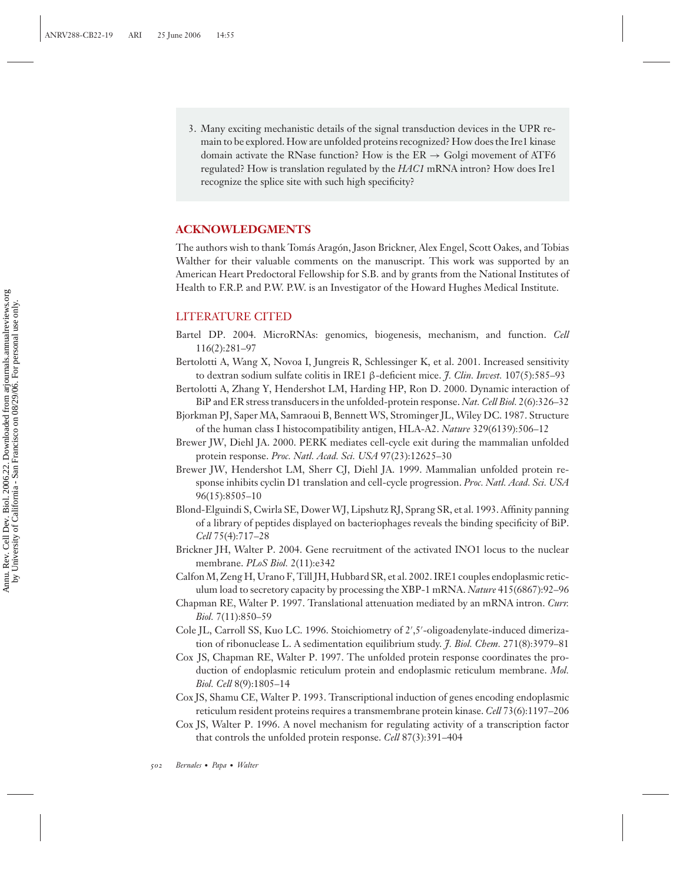3. Many exciting mechanistic details of the signal transduction devices in the UPR remain to be explored. How are unfolded proteins recognized? How does the Ire1 kinase domain activate the RNase function? How is the ER → Golgi movement of ATF6 regulated? How is translation regulated by the *HAC1* mRNA intron? How does Ire1 recognize the splice site with such high specificity?

## ACKNOWLEDGMENTS

The authors wish to thank Tomás Aragón, Jason Brickner, Alex Engel, Scott Oakes, and Tobias Walther for their valuable comments on the manuscript. This work was supported by an American Heart Predoctoral Fellowship for S.B. and by grants from the National Institutes of Health to F.R.P. and P.W. P.W. is an Investigator of the Howard Hughes Medical Institute.

## LITERATURE CITED

Bartel DP. 2004. MicroRNAs: genomics, biogenesis, mechanism, and function. *Cell* 116(2):281–97

Bertolotti A, Wang X, Novoa I, Jungreis R, Schlessinger K, et al. 2001. Increased sensitivity to dextran sodium sulfate colitis in IRE1 β-deficient mice. *J. Clin. Invest.* 107(5):585–93

Bertolotti A, Zhang Y, Hendershot LM, Harding HP, Ron D. 2000. Dynamic interaction of BiP and ER stress transducers in the unfolded-protein response. *Nat. Cell Biol.* 2(6):326–32

Bjorkman PJ, Saper MA, Samraoui B, Bennett WS, Strominger JL, Wiley DC. 1987. Structure of the human class I histocompatibility antigen, HLA-A2. *Nature* 329(6139):506–12

Brewer JW, Diehl JA. 2000. PERK mediates cell-cycle exit during the mammalian unfolded protein response. *Proc. Natl. Acad. Sci. USA* 97(23):12625–30

Brewer JW, Hendershot LM, Sherr CJ, Diehl JA. 1999. Mammalian unfolded protein response inhibits cyclin D1 translation and cell-cycle progression. *Proc. Natl. Acad. Sci. USA* 96(15):8505–10

Blond-Elguindi S, Cwirla SE, Dower WJ, Lipshutz RJ, Sprang SR, et al. 1993. Affinity panning of a library of peptides displayed on bacteriophages reveals the binding specificity of BiP. *Cell* 75(4):717–28

Brickner JH, Walter P. 2004. Gene recruitment of the activated INO1 locus to the nuclear membrane. *PLoS Biol.* 2(11):e342

Calfon M, Zeng H, Urano F, Till JH, Hubbard SR, et al. 2002. IRE1 couples endoplasmic reticulum load to secretory capacity by processing the XBP-1 mRNA. *Nature* 415(6867):92–96

Chapman RE, Walter P. 1997. Translational attenuation mediated by an mRNA intron. *Curr. Biol.* 7(11):850–59

Cole JL, Carroll SS, Kuo LC. 1996. Stoichiometry of 2′,5′-oligoadenylate-induced dimerization of ribonuclease L. A sedimentation equilibrium study. *J. Biol. Chem.* 271(8):3979–81

Cox JS, Chapman RE, Walter P. 1997. The unfolded protein response coordinates the production of endoplasmic reticulum protein and endoplasmic reticulum membrane. *Mol. Biol. Cell* 8(9):1805–14

Cox JS, Shamu CE, Walter P. 1993. Transcriptional induction of genes encoding endoplasmic reticulum resident proteins requires a transmembrane protein kinase. *Cell* 73(6):1197–206

Cox JS, Walter P. 1996. A novel mechanism for regulating activity of a transcription factor that controls the unfolded protein response. *Cell* 87(3):391–404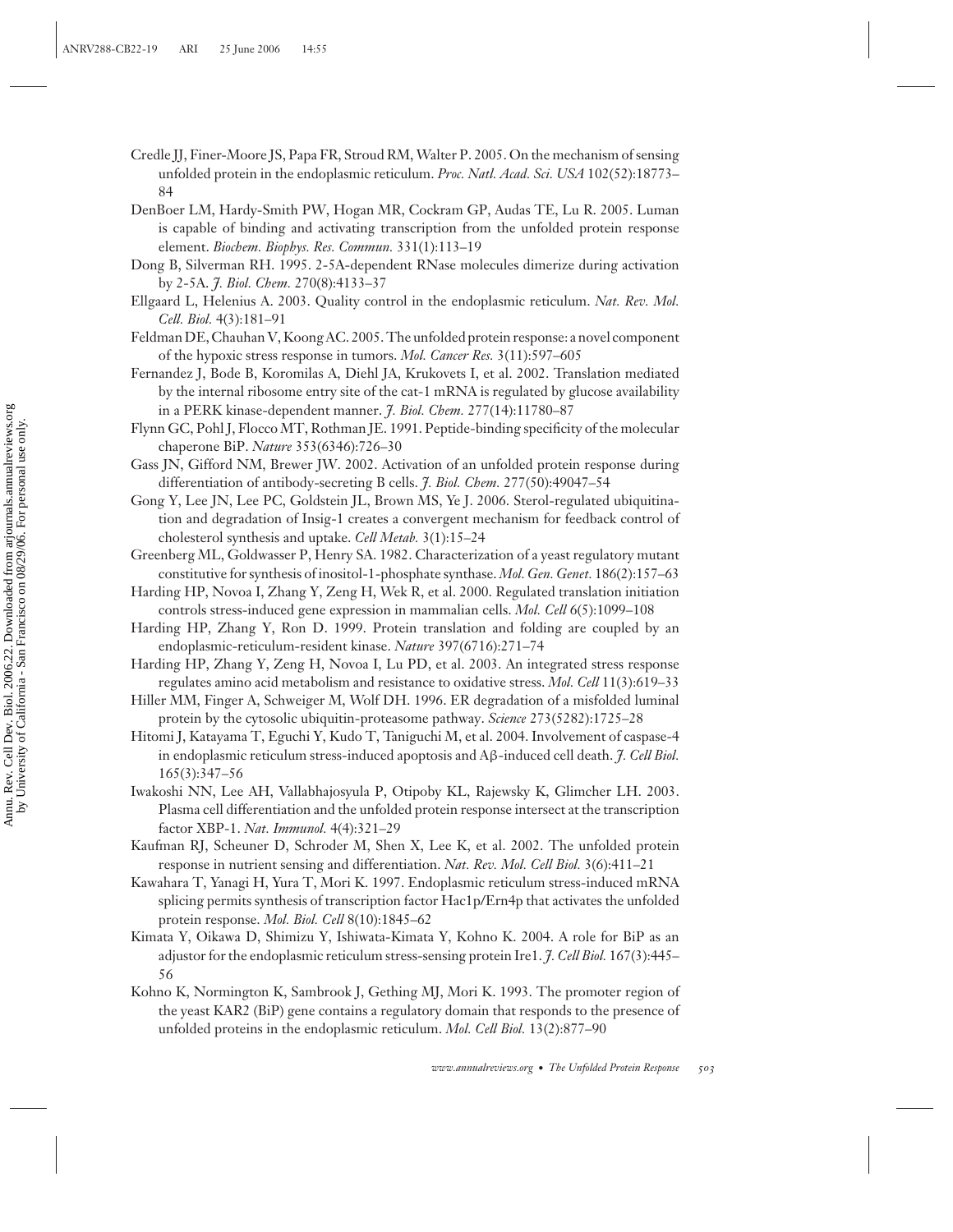Credle JJ, Finer-Moore JS, Papa FR, Stroud RM, Walter P. 2005. On the mechanism of sensing unfolded protein in the endoplasmic reticulum. *Proc. Natl. Acad. Sci. USA* 102(52):18773–84

DenBoer LM, Hardy-Smith PW, Hogan MR, Cockram GP, Audas TE, Lu R. 2005. Luman is capable of binding and activating transcription from the unfolded protein response element. *Biochem. Biophys. Res. Commun.* 331(1):113–19

Dong B, Silverman RH. 1995. 2-5A-dependent RNase molecules dimerize during activation by 2-5A. *J. Biol. Chem.* 270(8):4133–37

Ellgaard L, Helenius A. 2003. Quality control in the endoplasmic reticulum. *Nat. Rev. Mol. Cell. Biol.* 4(3):181–91

Feldman DE, Chauhan V, Koong AC. 2005. The unfolded protein response: a novel component of the hypoxic stress response in tumors. *Mol. Cancer Res.* 3(11):597–605

Fernandez J, Bode B, Koromilas A, Diehl JA, Krukovets I, et al. 2002. Translation mediated by the internal ribosome entry site of the cat-1 mRNA is regulated by glucose availability in a PERK kinase-dependent manner. *J. Biol. Chem.* 277(14):11780–87

Flynn GC, Pohl J, Flocco MT, Rothman JE. 1991. Peptide-binding specificity of the molecular chaperone BiP. *Nature* 353(6346):726–30

Gass JN, Gifford NM, Brewer JW. 2002. Activation of an unfolded protein response during differentiation of antibody-secreting B cells. *J. Biol. Chem.* 277(50):49047–54

Gong Y, Lee JN, Lee PC, Goldstein JL, Brown MS, Ye J. 2006. Sterol-regulated ubiquitination and degradation of Insig-1 creates a convergent mechanism for feedback control of cholesterol synthesis and uptake. *Cell Metab.* 3(1):15–24

Greenberg ML, Goldwasser P, Henry SA. 1982. Characterization of a yeast regulatory mutant constitutive for synthesis of inositol-1-phosphate synthase. *Mol. Gen. Genet.* 186(2):157–63

Harding HP, Novoa I, Zhang Y, Zeng H, Wek R, et al. 2000. Regulated translation initiation controls stress-induced gene expression in mammalian cells. *Mol. Cell* 6(5):1099–108

Harding HP, Zhang Y, Ron D. 1999. Protein translation and folding are coupled by an endoplasmic-reticulum-resident kinase. *Nature* 397(6716):271–74

Harding HP, Zhang Y, Zeng H, Novoa I, Lu PD, et al. 2003. An integrated stress response regulates amino acid metabolism and resistance to oxidative stress. *Mol. Cell* 11(3):619–33

Hiller MM, Finger A, Schweiger M, Wolf DH. 1996. ER degradation of a misfolded luminal protein by the cytosolic ubiquitin-proteasome pathway. *Science* 273(5282):1725–28

Hitomi J, Katayama T, Eguchi Y, Kudo T, Taniguchi M, et al. 2004. Involvement of caspase-4 in endoplasmic reticulum stress-induced apoptosis and Aβ-induced cell death. *J. Cell Biol.* 165(3):347–56

Iwakoshi NN, Lee AH, Vallabhajosyula P, Otipoby KL, Rajewsky K, Glimcher LH. 2003. Plasma cell differentiation and the unfolded protein response intersect at the transcription factor XBP-1. *Nat. Immunol.* 4(4):321–29

Kaufman RJ, Scheuner D, Schroder M, Shen X, Lee K, et al. 2002. The unfolded protein response in nutrient sensing and differentiation. *Nat. Rev. Mol. Cell Biol.* 3(6):411–21

Kawahara T, Yanagi H, Yura T, Mori K. 1997. Endoplasmic reticulum stress-induced mRNA splicing permits synthesis of transcription factor Hac1p/Ern4p that activates the unfolded protein response. *Mol. Biol. Cell* 8(10):1845–62

Kimata Y, Oikawa D, Shimizu Y, Ishiwata-Kimata Y, Kohno K. 2004. A role for BiP as an adjustor for the endoplasmic reticulum stress-sensing protein Ire1. *J. Cell Biol.* 167(3):445–56

Kohno K, Normington K, Sambrook J, Gething MJ, Mori K. 1993. The promoter region of the yeast KAR2 (BiP) gene contains a regulatory domain that responds to the presence of unfolded proteins in the endoplasmic reticulum. *Mol. Cell Biol.* 13(2):877–90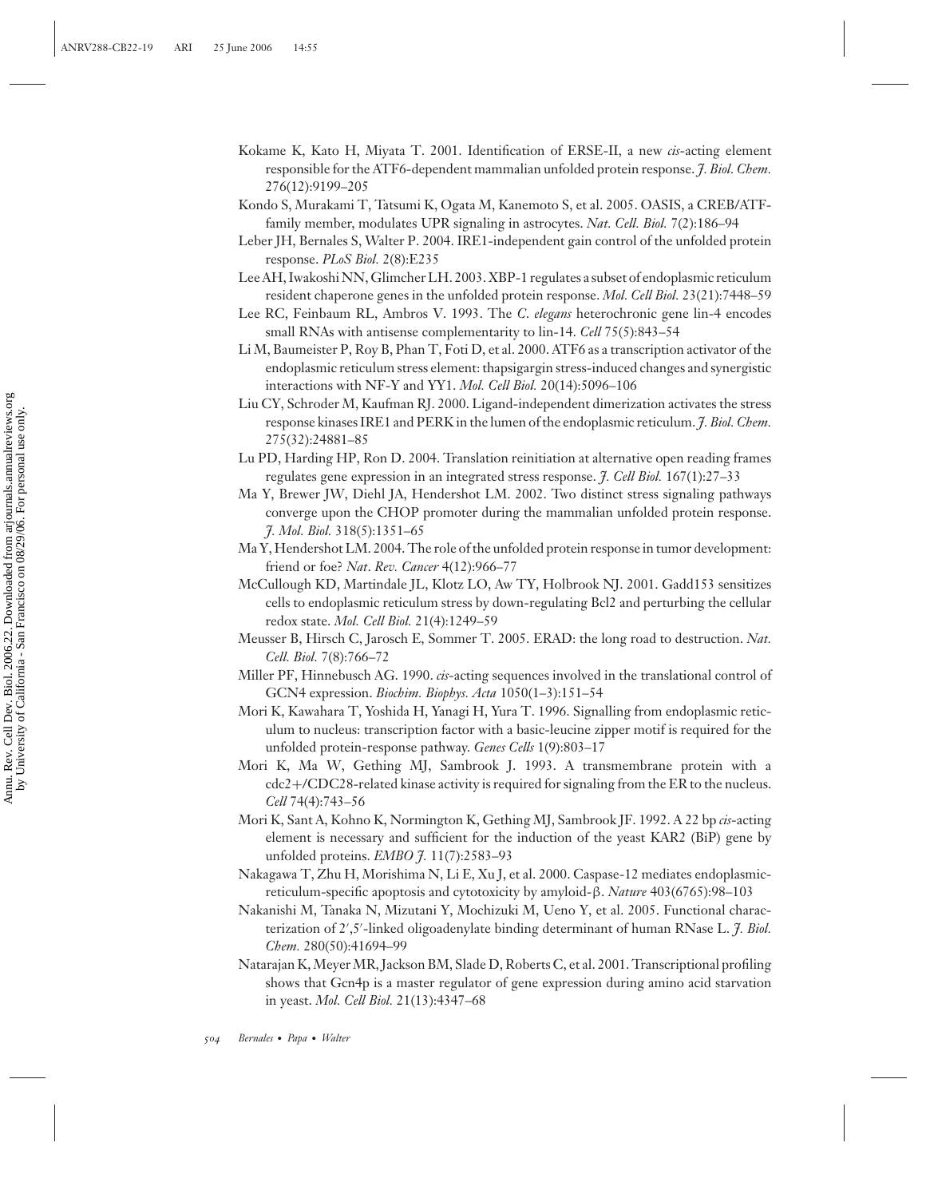Kokame K, Kato H, Miyata T. 2001. Identification of ERSE-II, a new *cis*-acting element responsible for the ATF6-dependent mammalian unfolded protein response. *J. Biol. Chem.* 276(12):9199–205

Kondo S, Murakami T, Tatsumi K, Ogata M, Kanemoto S, et al. 2005. OASIS, a CREB/ATF-family member, modulates UPR signaling in astrocytes. *Nat. Cell. Biol.* 7(2):186–94

Leber JH, Bernales S, Walter P. 2004. IRE1-independent gain control of the unfolded protein response. *PLoS Biol.* 2(8):E235

Lee AH, Iwakoshi NN, Glimcher LH. 2003. XBP-1 regulates a subset of endoplasmic reticulum resident chaperone genes in the unfolded protein response. *Mol. Cell Biol.* 23(21):7448–59

Lee RC, Feinbaum RL, Ambros V. 1993. The *C. elegans* heterochronic gene lin-4 encodes small RNAs with antisense complementarity to lin-14. *Cell* 75(5):843–54

Li M, Baumeister P, Roy B, Phan T, Foti D, et al. 2000. ATF6 as a transcription activator of the endoplasmic reticulum stress element: thapsigargin stress-induced changes and synergistic interactions with NF-Y and YY1. *Mol. Cell Biol.* 20(14):5096–106

Liu CY, Schroder M, Kaufman RJ. 2000. Ligand-independent dimerization activates the stress response kinases IRE1 and PERK in the lumen of the endoplasmic reticulum. *J. Biol. Chem.* 275(32):24881–85

Lu PD, Harding HP, Ron D. 2004. Translation reinitiation at alternative open reading frames regulates gene expression in an integrated stress response. *J. Cell Biol.* 167(1):27–33

Ma Y, Brewer JW, Diehl JA, Hendershot LM. 2002. Two distinct stress signaling pathways converge upon the CHOP promoter during the mammalian unfolded protein response. *J. Mol. Biol.* 318(5):1351–65

Ma Y, Hendershot LM. 2004. The role of the unfolded protein response in tumor development: friend or foe? *Nat. Rev. Cancer* 4(12):966–77

McCullough KD, Martindale JL, Klotz LO, Aw TY, Holbrook NJ. 2001. Gadd153 sensitizes cells to endoplasmic reticulum stress by down-regulating Bcl2 and perturbing the cellular redox state. *Mol. Cell Biol.* 21(4):1249–59

Meusser B, Hirsch C, Jarosch E, Sommer T. 2005. ERAD: the long road to destruction. *Nat. Cell. Biol.* 7(8):766–72

Miller PF, Hinnebusch AG. 1990. *cis*-acting sequences involved in the translational control of GCN4 expression. *Biochim. Biophys. Acta* 1050(1–3):151–54

Mori K, Kawahara T, Yoshida H, Yanagi H, Yura T. 1996. Signalling from endoplasmic reticulum to nucleus: transcription factor with a basic-leucine zipper motif is required for the unfolded protein-response pathway. *Genes Cells* 1(9):803–17

Mori K, Ma W, Gething MJ, Sambrook J. 1993. A transmembrane protein with a cdc2+/CDC28-related kinase activity is required for signaling from the ER to the nucleus. *Cell* 74(4):743–56

Mori K, Sant A, Kohno K, Normington K, Gething MJ, Sambrook JF. 1992. A 22 bp *cis*-acting element is necessary and sufficient for the induction of the yeast KAR2 (BiP) gene by unfolded proteins. *EMBO J.* 11(7):2583–93

Nakagawa T, Zhu H, Morishima N, Li E, Xu J, et al. 2000. Caspase-12 mediates endoplasmic-reticulum-specific apoptosis and cytotoxicity by amyloid-β. *Nature* 403(6765):98–103

Nakanishi M, Tanaka N, Mizutani Y, Mochizuki M, Ueno Y, et al. 2005. Functional characterization of 2′,5′-linked oligoadenylate binding determinant of human RNase L. *J. Biol. Chem.* 280(50):41694–99

Natarajan K, Meyer MR, Jackson BM, Slade D, Roberts C, et al. 2001. Transcriptional profiling shows that Gcn4p is a master regulator of gene expression during amino acid starvation in yeast. *Mol. Cell Biol.* 21(13):4347–68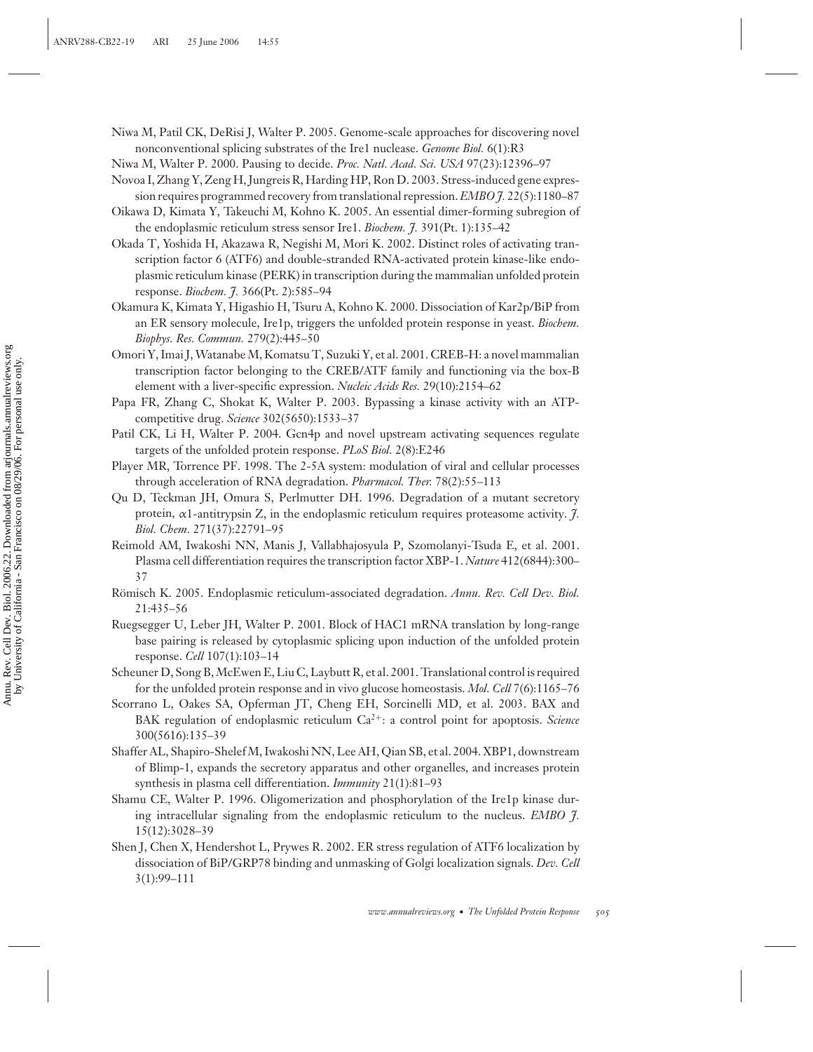Niwa M, Patil CK, DeRisi J, Walter P. 2005. Genome-scale approaches for discovering novel nonconventional splicing substrates of the Ire1 nuclease. *Genome Biol.* 6(1):R3

Niwa M, Walter P. 2000. Pausing to decide. *Proc. Natl. Acad. Sci. USA* 97(23):12396–97

Novoa I, Zhang Y, Zeng H, Jungreis R, Harding HP, Ron D. 2003. Stress-induced gene expression requires programmed recovery from translational repression. *EMBO J.* 22(5):1180–87

Oikawa D, Kimata Y, Takeuchi M, Kohno K. 2005. An essential dimer-forming subregion of the endoplasmic reticulum stress sensor Ire1. *Biochem. J.* 391(Pt. 1):135–42

Okada T, Yoshida H, Akazawa R, Negishi M, Mori K. 2002. Distinct roles of activating transcription factor 6 (ATF6) and double-stranded RNA-activated protein kinase-like endoplasmic reticulum kinase (PERK) in transcription during the mammalian unfolded protein response. *Biochem. J.* 366(Pt. 2):585–94

Okamura K, Kimata Y, Higashio H, Tsuru A, Kohno K. 2000. Dissociation of Kar2p/BiP from an ER sensory molecule, Ire1p, triggers the unfolded protein response in yeast. *Biochem. Biophys. Res. Commun.* 279(2):445–50

Omori Y, Imai J, Watanabe M, Komatsu T, Suzuki Y, et al. 2001. CREB-H: a novel mammalian transcription factor belonging to the CREB/ATF family and functioning via the box-B element with a liver-specific expression. *Nucleic Acids Res.* 29(10):2154–62

Papa FR, Zhang C, Shokat K, Walter P. 2003. Bypassing a kinase activity with an ATP-competitive drug. *Science* 302(5650):1533–37

Patil CK, Li H, Walter P. 2004. Gcn4p and novel upstream activating sequences regulate targets of the unfolded protein response. *PLoS Biol.* 2(8):E246

Player MR, Torrence PF. 1998. The 2-5A system: modulation of viral and cellular processes through acceleration of RNA degradation. *Pharmacol. Ther.* 78(2):55–113

Qu D, Teckman JH, Omura S, Perlmutter DH. 1996. Degradation of a mutant secretory protein, $\alpha$1-antitrypsin Z, in the endoplasmic reticulum requires proteasome activity. *J. Biol. Chem.* 271(37):22791–95

Reimold AM, Iwakoshi NN, Manis J, Vallabhajosyula P, Szomolanyi-Tsuda E, et al. 2001. Plasma cell differentiation requires the transcription factor XBP-1. *Nature* 412(6844):300–37

Römisch K. 2005. Endoplasmic reticulum-associated degradation. *Annu. Rev. Cell Dev. Biol.* 21:435–56

Ruegsegger U, Leber JH, Walter P. 2001. Block of HAC1 mRNA translation by long-range base pairing is released by cytoplasmic splicing upon induction of the unfolded protein response. *Cell* 107(1):103–14

Scheuner D, Song B, McEwen E, Liu C, Laybutt R, et al. 2001. Translational control is required for the unfolded protein response and in vivo glucose homeostasis. *Mol. Cell* 7(6):1165–76

Scorrano L, Oakes SA, Opferman JT, Cheng EH, Sorcinelli MD, et al. 2003. BAX and BAK regulation of endoplasmic reticulum $Ca^{2+}$: a control point for apoptosis. *Science* 300(5616):135–39

Shaffer AL, Shapiro-Shelef M, Iwakoshi NN, Lee AH, Qian SB, et al. 2004. XBP1, downstream of Blimp-1, expands the secretory apparatus and other organelles, and increases protein synthesis in plasma cell differentiation. *Immunity* 21(1):81–93

Shamu CE, Walter P. 1996. Oligomerization and phosphorylation of the Ire1p kinase during intracellular signaling from the endoplasmic reticulum to the nucleus. *EMBO J.* 15(12):3028–39

Shen J, Chen X, Hendershot L, Prywes R. 2002. ER stress regulation of ATF6 localization by dissociation of BiP/GRP78 binding and unmasking of Golgi localization signals. *Dev. Cell* 3(1):99–111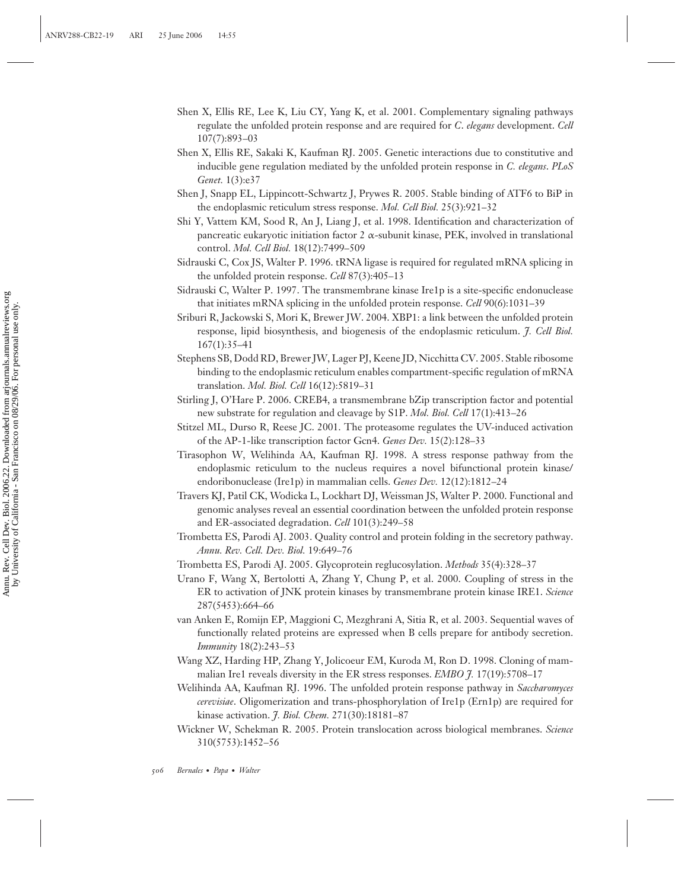Shen X, Ellis RE, Lee K, Liu CY, Yang K, et al. 2001. Complementary signaling pathways regulate the unfolded protein response and are required for *C. elegans* development. *Cell* 107(7):893–03

Shen X, Ellis RE, Sakaki K, Kaufman RJ. 2005. Genetic interactions due to constitutive and inducible gene regulation mediated by the unfolded protein response in *C. elegans*. *PLoS Genet.* 1(3):e37

Shen J, Snapp EL, Lippincott-Schwartz J, Prywes R. 2005. Stable binding of ATF6 to BiP in the endoplasmic reticulum stress response. *Mol. Cell Biol.* 25(3):921–32

Shi Y, Vattem KM, Sood R, An J, Liang J, et al. 1998. Identification and characterization of pancreatic eukaryotic initiation factor 2 $\alpha$-subunit kinase, PEK, involved in translational control. *Mol. Cell Biol.* 18(12):7499–509

Sidrauski C, Cox JS, Walter P. 1996. tRNA ligase is required for regulated mRNA splicing in the unfolded protein response. *Cell* 87(3):405–13

Sidrauski C, Walter P. 1997. The transmembrane kinase Ire1p is a site-specific endonuclease that initiates mRNA splicing in the unfolded protein response. *Cell* 90(6):1031–39

Sriburi R, Jackowski S, Mori K, Brewer JW. 2004. XBP1: a link between the unfolded protein response, lipid biosynthesis, and biogenesis of the endoplasmic reticulum. *J. Cell Biol.* 167(1):35–41

Stephens SB, Dodd RD, Brewer JW, Lager PJ, Keene JD, Nicchitta CV. 2005. Stable ribosome binding to the endoplasmic reticulum enables compartment-specific regulation of mRNA translation. *Mol. Biol. Cell* 16(12):5819–31

Stirling J, O'Hare P. 2006. CREB4, a transmembrane bZip transcription factor and potential new substrate for regulation and cleavage by S1P. *Mol. Biol. Cell* 17(1):413–26

Stitzel ML, Durso R, Reese JC. 2001. The proteasome regulates the UV-induced activation of the AP-1-like transcription factor Gcn4. *Genes Dev.* 15(2):128–33

Tirasophon W, Welihinda AA, Kaufman RJ. 1998. A stress response pathway from the endoplasmic reticulum to the nucleus requires a novel bifunctional protein kinase/endoribonuclease (Ire1p) in mammalian cells. *Genes Dev.* 12(12):1812–24

Travers KJ, Patil CK, Wodicka L, Lockhart DJ, Weissman JS, Walter P. 2000. Functional and genomic analyses reveal an essential coordination between the unfolded protein response and ER-associated degradation. *Cell* 101(3):249–58

Trombetta ES, Parodi AJ. 2003. Quality control and protein folding in the secretory pathway. *Annu. Rev. Cell. Dev. Biol.* 19:649–76

Trombetta ES, Parodi AJ. 2005. Glycoprotein reglucosylation. *Methods* 35(4):328–37

Urano F, Wang X, Bertolotti A, Zhang Y, Chung P, et al. 2000. Coupling of stress in the ER to activation of JNK protein kinases by transmembrane protein kinase IRE1. *Science* 287(5453):664–66

van Anken E, Romijn EP, Maggioni C, Mezghrani A, Sitia R, et al. 2003. Sequential waves of functionally related proteins are expressed when B cells prepare for antibody secretion. *Immunity* 18(2):243–53

Wang XZ, Harding HP, Zhang Y, Jolicoeur EM, Kuroda M, Ron D. 1998. Cloning of mammalian Ire1 reveals diversity in the ER stress responses. *EMBO J.* 17(19):5708–17

Welihinda AA, Kaufman RJ. 1996. The unfolded protein response pathway in *Saccharomyces cerevisiae*. Oligomerization and trans-phosphorylation of Ire1p (Ern1p) are required for kinase activation. *J. Biol. Chem.* 271(30):18181–87

Wickner W, Schekman R. 2005. Protein translocation across biological membranes. *Science* 310(5753):1452–56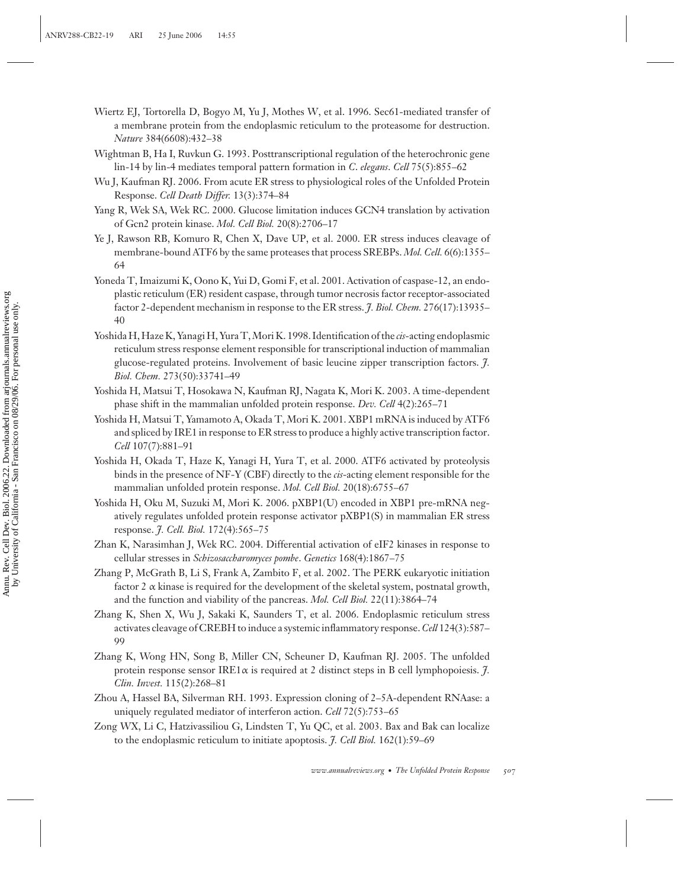Wiertz EJ, Tortorella D, Bogyo M, Yu J, Mothes W, et al. 1996. Sec61-mediated transfer of a membrane protein from the endoplasmic reticulum to the proteasome for destruction. *Nature* 384(6608):432–38

Wightman B, Ha I, Ruvkun G. 1993. Posttranscriptional regulation of the heterochronic gene lin-14 by lin-4 mediates temporal pattern formation in *C. elegans*. *Cell* 75(5):855–62

Wu J, Kaufman RJ. 2006. From acute ER stress to physiological roles of the Unfolded Protein Response. *Cell Death Differ.* 13(3):374–84

Yang R, Wek SA, Wek RC. 2000. Glucose limitation induces GCN4 translation by activation of Gcn2 protein kinase. *Mol. Cell Biol.* 20(8):2706–17

Ye J, Rawson RB, Komuro R, Chen X, Dave UP, et al. 2000. ER stress induces cleavage of membrane-bound ATF6 by the same proteases that process SREBPs. *Mol. Cell.* 6(6):1355–64

Yoneda T, Imaizumi K, Oono K, Yui D, Gomi F, et al. 2001. Activation of caspase-12, an endoplastic reticulum (ER) resident caspase, through tumor necrosis factor receptor-associated factor 2-dependent mechanism in response to the ER stress. *J. Biol. Chem.* 276(17):13935–40

Yoshida H, Haze K, Yanagi H, Yura T, Mori K. 1998. Identification of the *cis*-acting endoplasmic reticulum stress response element responsible for transcriptional induction of mammalian glucose-regulated proteins. Involvement of basic leucine zipper transcription factors. *J. Biol. Chem.* 273(50):33741–49

Yoshida H, Matsui T, Hosokawa N, Kaufman RJ, Nagata K, Mori K. 2003. A time-dependent phase shift in the mammalian unfolded protein response. *Dev. Cell* 4(2):265–71

Yoshida H, Matsui T, Yamamoto A, Okada T, Mori K. 2001. XBP1 mRNA is induced by ATF6 and spliced by IRE1 in response to ER stress to produce a highly active transcription factor. *Cell* 107(7):881–91

Yoshida H, Okada T, Haze K, Yanagi H, Yura T, et al. 2000. ATF6 activated by proteolysis binds in the presence of NF-Y (CBF) directly to the *cis*-acting element responsible for the mammalian unfolded protein response. *Mol. Cell Biol.* 20(18):6755–67

Yoshida H, Oku M, Suzuki M, Mori K. 2006. pXBP1(U) encoded in XBP1 pre-mRNA negatively regulates unfolded protein response activator pXBP1(S) in mammalian ER stress response. *J. Cell. Biol.* 172(4):565–75

Zhan K, Narasimhan J, Wek RC. 2004. Differential activation of eIF2 kinases in response to cellular stresses in *Schizosaccharomyces pombe*. *Genetics* 168(4):1867–75

Zhang P, McGrath B, Li S, Frank A, Zambito F, et al. 2002. The PERK eukaryotic initiation factor 2 $\alpha$ kinase is required for the development of the skeletal system, postnatal growth, and the function and viability of the pancreas. *Mol. Cell Biol.* 22(11):3864–74

Zhang K, Shen X, Wu J, Sakaki K, Saunders T, et al. 2006. Endoplasmic reticulum stress activates cleavage of CREBH to induce a systemic inflammatory response. *Cell* 124(3):587–99

Zhang K, Wong HN, Song B, Miller CN, Scheuner D, Kaufman RJ. 2005. The unfolded protein response sensor IRE1$\alpha$ is required at 2 distinct steps in B cell lymphopoiesis. *J. Clin. Invest.* 115(2):268–81

Zhou A, Hassel BA, Silverman RH. 1993. Expression cloning of 2–5A-dependent RNAase: a uniquely regulated mediator of interferon action. *Cell* 72(5):753–65

Zong WX, Li C, Hatzivassiliou G, Lindsten T, Yu QC, et al. 2003. Bax and Bak can localize to the endoplasmic reticulum to initiate apoptosis. *J. Cell Biol.* 162(1):59–69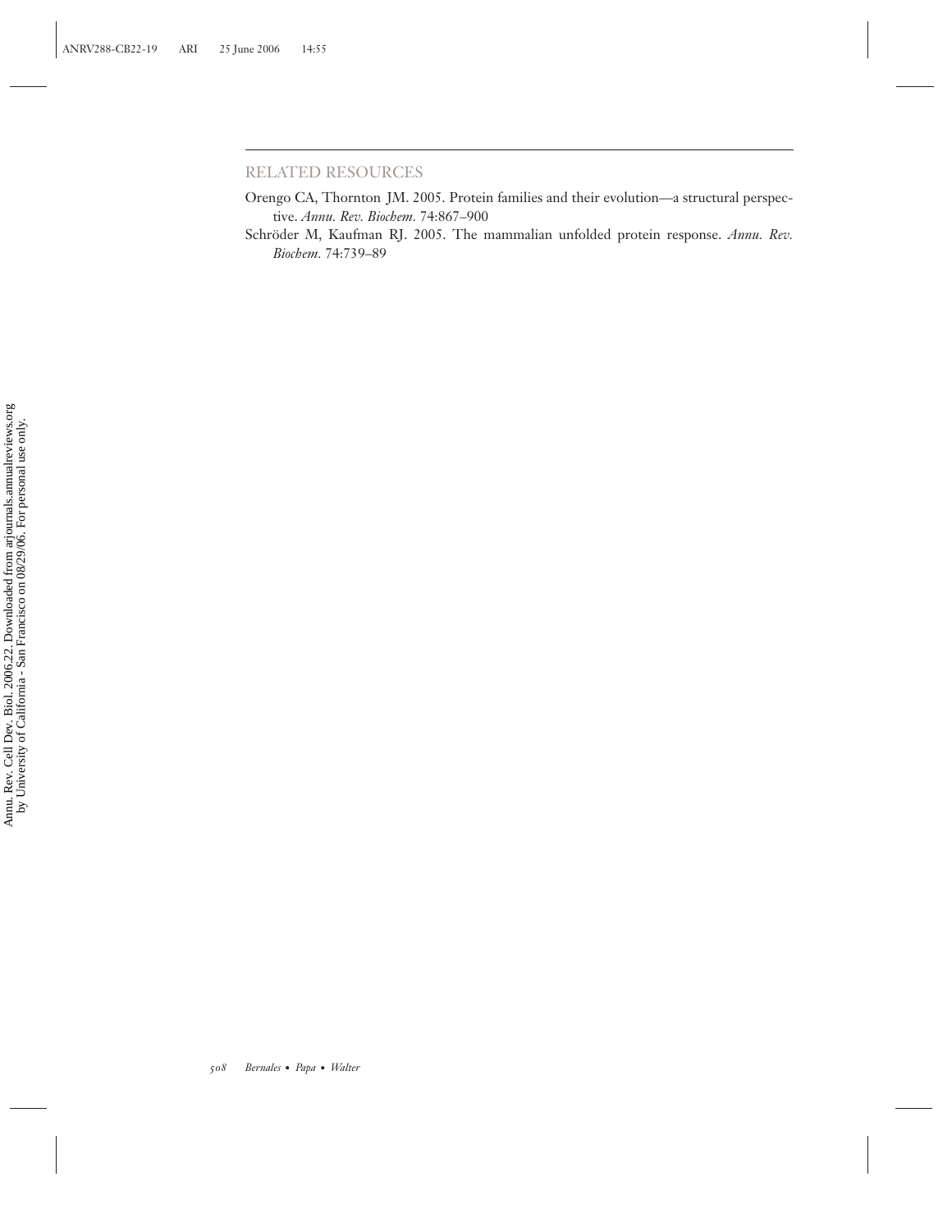## RELATED RESOURCES

Orengo CA, Thornton JM. 2005. Protein families and their evolution—a structural perspective. *Annu. Rev. Biochem.* 74:867–900

Schröder M, Kaufman RJ. 2005. The mammalian unfolded protein response. *Annu. Rev. Biochem.* 74:739–89